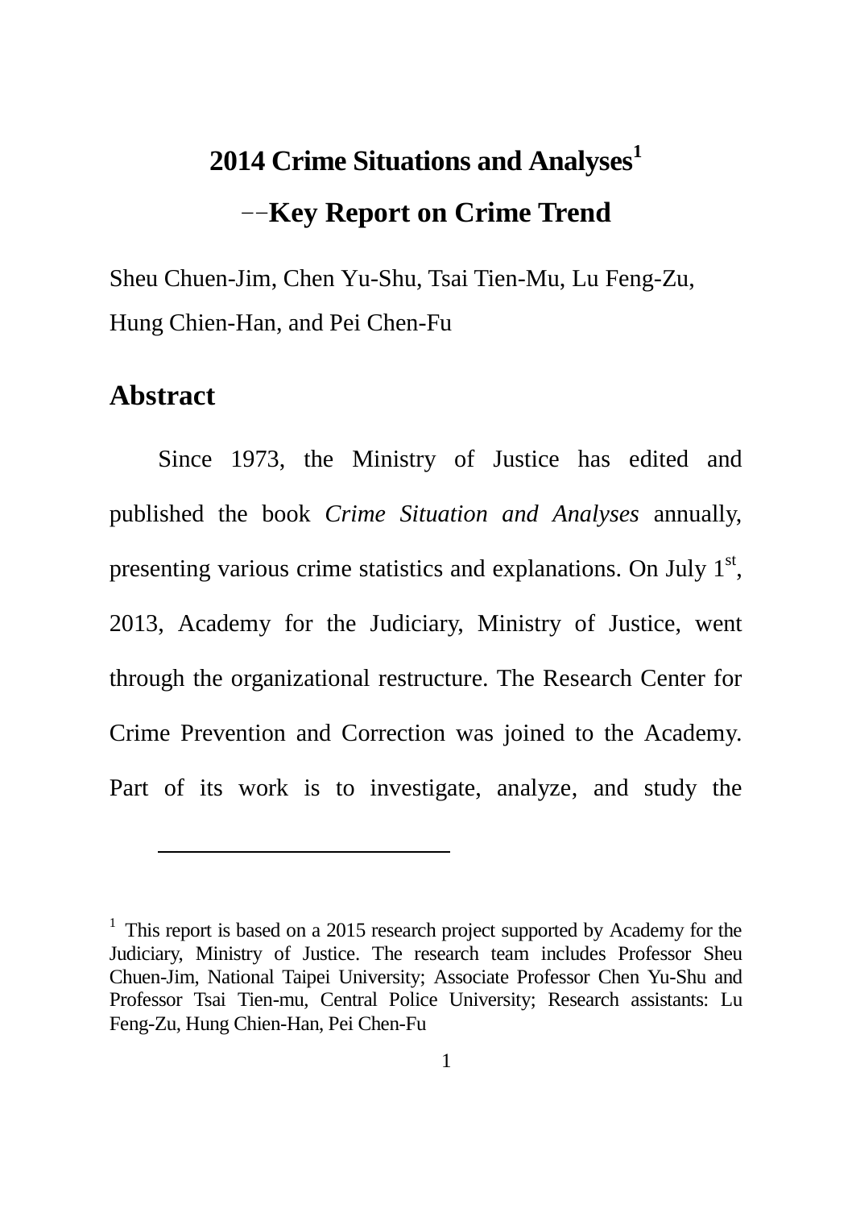# 2014 Crime Situations and Analyses[1]

## −−Key Report on Crime Trend

Sheu Chuen-Jim, Chen Yu-Shu, Tsai Tien-Mu, Lu Feng-Zu, Hung Chien-Han, and Pei Chen-Fu

## Abstract

Since 1973, the Ministry of Justice has edited and published the book *Crime Situation and Analyses* annually, presenting various crime statistics and explanations. On July 1st, 2013, Academy for the Judiciary, Ministry of Justice, went through the organizational restructure. The Research Center for Crime Prevention and Correction was joined to the Academy. Part of its work is to investigate, analyze, and study the

---

[1] This report is based on a 2015 research project supported by Academy for the Judiciary, Ministry of Justice. The research team includes Professor Sheu Chuen-Jim, National Taipei University; Associate Professor Chen Yu-Shu and Professor Tsai Tien-mu, Central Police University; Research assistants: Lu Feng-Zu, Hung Chien-Han, Pei Chen-Fu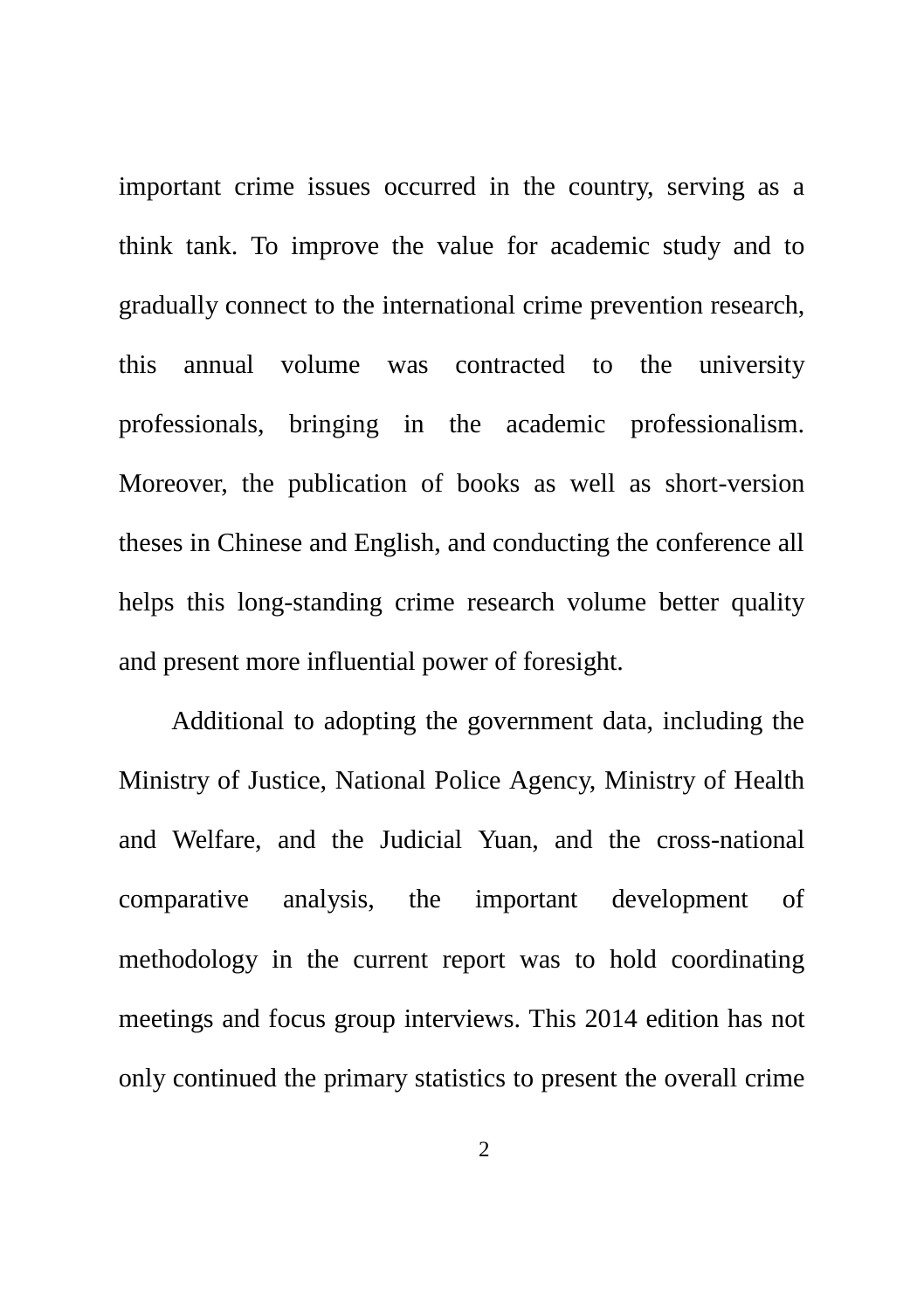important crime issues occurred in the country, serving as a think tank. To improve the value for academic study and to gradually connect to the international crime prevention research, this annual volume was contracted to the university professionals, bringing in the academic professionalism. Moreover, the publication of books as well as short-version theses in Chinese and English, and conducting the conference all helps this long-standing crime research volume better quality and present more influential power of foresight.

Additional to adopting the government data, including the Ministry of Justice, National Police Agency, Ministry of Health and Welfare, and the Judicial Yuan, and the cross-national comparative analysis, the important development of methodology in the current report was to hold coordinating meetings and focus group interviews. This 2014 edition has not only continued the primary statistics to present the overall crime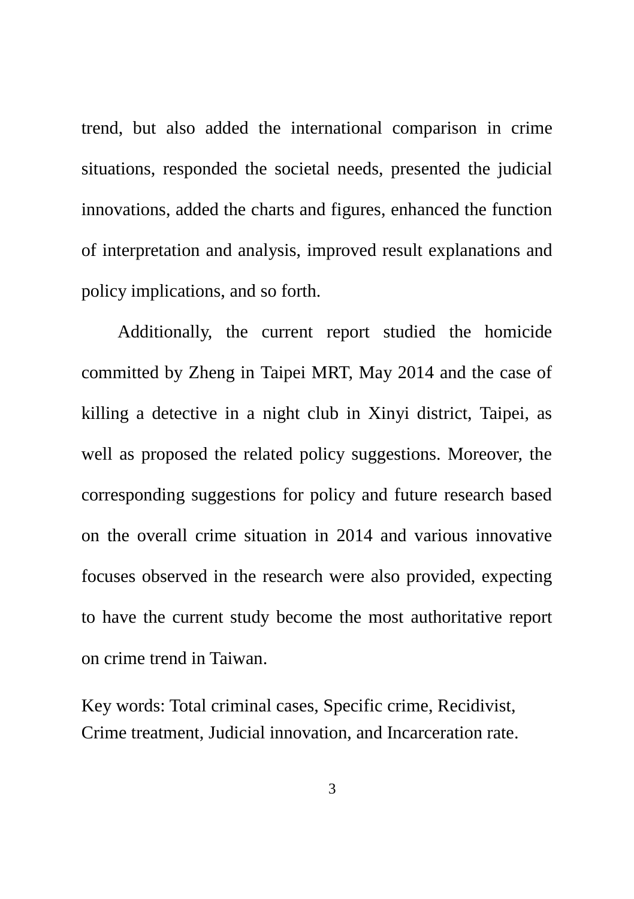trend, but also added the international comparison in crime situations, responded the societal needs, presented the judicial innovations, added the charts and figures, enhanced the function of interpretation and analysis, improved result explanations and policy implications, and so forth.

Additionally, the current report studied the homicide committed by Zheng in Taipei MRT, May 2014 and the case of killing a detective in a night club in Xinyi district, Taipei, as well as proposed the related policy suggestions. Moreover, the corresponding suggestions for policy and future research based on the overall crime situation in 2014 and various innovative focuses observed in the research were also provided, expecting to have the current study become the most authoritative report on crime trend in Taiwan.

Key words: Total criminal cases, Specific crime, Recidivist, Crime treatment, Judicial innovation, and Incarceration rate.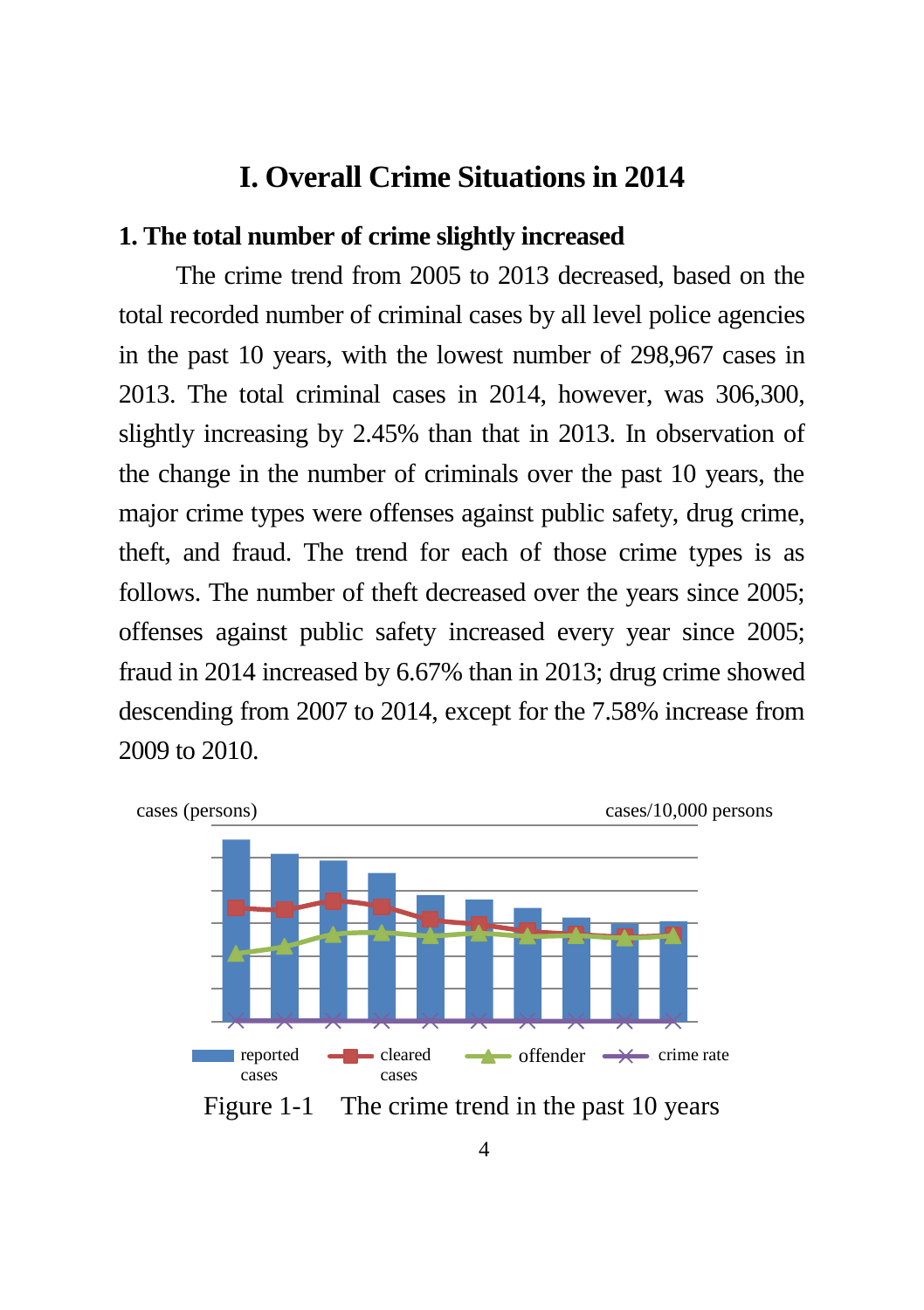# I. Overall Crime Situations in 2014

## 1. The total number of crime slightly increased

The crime trend from 2005 to 2013 decreased, based on the total recorded number of criminal cases by all level police agencies in the past 10 years, with the lowest number of 298,967 cases in 2013. The total criminal cases in 2014, however, was 306,300, slightly increasing by 2.45% than that in 2013. In observation of the change in the number of criminals over the past 10 years, the major crime types were offenses against public safety, drug crime, theft, and fraud. The trend for each of those crime types is as follows. The number of theft decreased over the years since 2005; offenses against public safety increased every year since 2005; fraud in 2014 increased by 6.67% than in 2013; drug crime showed descending from 2007 to 2014, except for the 7.58% increase from 2009 to 2010.

cases (persons) | cases/10,000 persons

reported cases | cleared cases | offender | crime rate

Figure 1-1 The crime trend in the past 10 years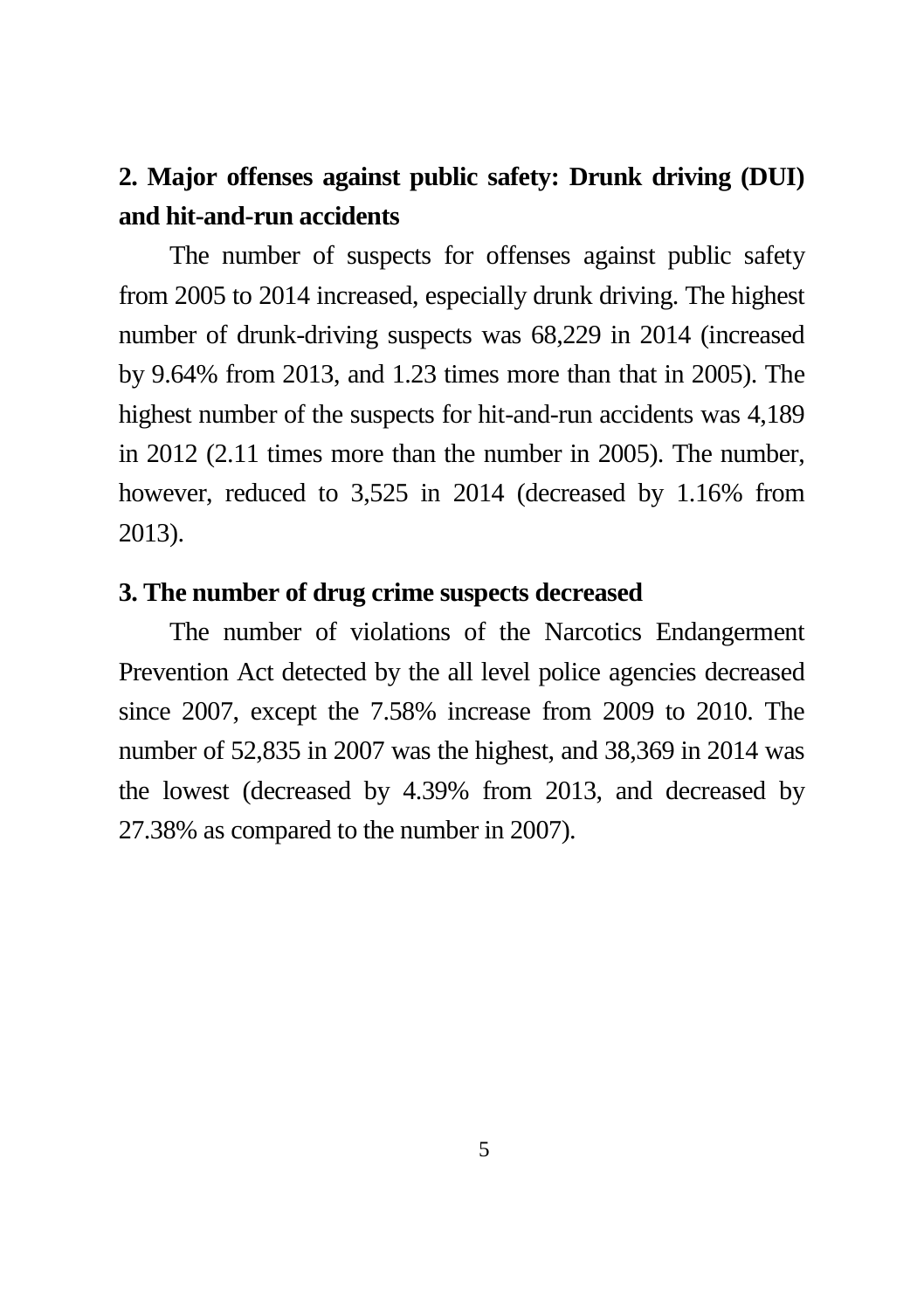## 2. Major offenses against public safety: Drunk driving (DUI) and hit-and-run accidents

The number of suspects for offenses against public safety from 2005 to 2014 increased, especially drunk driving. The highest number of drunk-driving suspects was 68,229 in 2014 (increased by 9.64% from 2013, and 1.23 times more than that in 2005). The highest number of the suspects for hit-and-run accidents was 4,189 in 2012 (2.11 times more than the number in 2005). The number, however, reduced to 3,525 in 2014 (decreased by 1.16% from 2013).

## 3. The number of drug crime suspects decreased

The number of violations of the Narcotics Endangerment Prevention Act detected by the all level police agencies decreased since 2007, except the 7.58% increase from 2009 to 2010. The number of 52,835 in 2007 was the highest, and 38,369 in 2014 was the lowest (decreased by 4.39% from 2013, and decreased by 27.38% as compared to the number in 2007).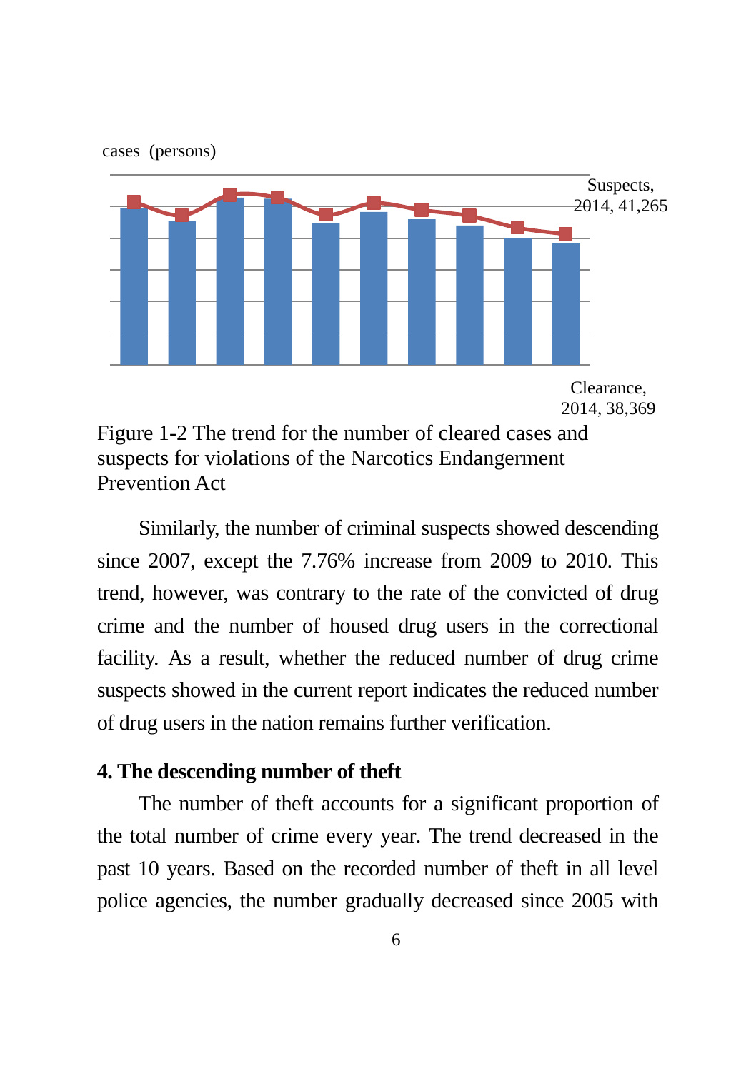cases (persons)

Suspects, 2014, 41,265

Clearance, 2014, 38,369

Figure 1-2 The trend for the number of cleared cases and suspects for violations of the Narcotics Endangerment Prevention Act

Similarly, the number of criminal suspects showed descending since 2007, except the 7.76% increase from 2009 to 2010. This trend, however, was contrary to the rate of the convicted of drug crime and the number of housed drug users in the correctional facility. As a result, whether the reduced number of drug crime suspects showed in the current report indicates the reduced number of drug users in the nation remains further verification.

## 4. The descending number of theft

The number of theft accounts for a significant proportion of the total number of crime every year. The trend decreased in the past 10 years. Based on the recorded number of theft in all level police agencies, the number gradually decreased since 2005 with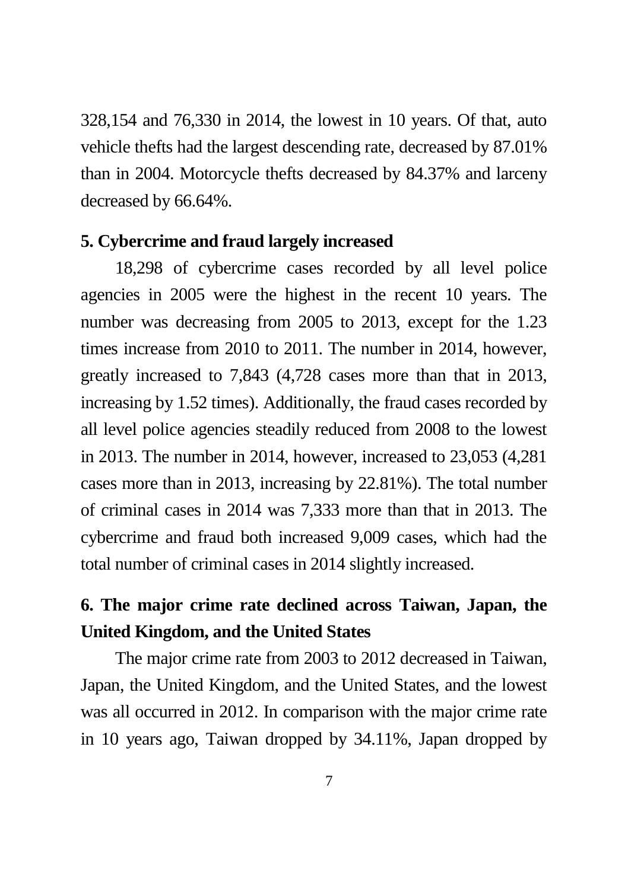328,154 and 76,330 in 2014, the lowest in 10 years. Of that, auto vehicle thefts had the largest descending rate, decreased by 87.01% than in 2004. Motorcycle thefts decreased by 84.37% and larceny decreased by 66.64%.

### 5. Cybercrime and fraud largely increased

18,298 of cybercrime cases recorded by all level police agencies in 2005 were the highest in the recent 10 years. The number was decreasing from 2005 to 2013, except for the 1.23 times increase from 2010 to 2011. The number in 2014, however, greatly increased to 7,843 (4,728 cases more than that in 2013, increasing by 1.52 times). Additionally, the fraud cases recorded by all level police agencies steadily reduced from 2008 to the lowest in 2013. The number in 2014, however, increased to 23,053 (4,281 cases more than in 2013, increasing by 22.81%). The total number of criminal cases in 2014 was 7,333 more than that in 2013. The cybercrime and fraud both increased 9,009 cases, which had the total number of criminal cases in 2014 slightly increased.

### 6. The major crime rate declined across Taiwan, Japan, the United Kingdom, and the United States

The major crime rate from 2003 to 2012 decreased in Taiwan, Japan, the United Kingdom, and the United States, and the lowest was all occurred in 2012. In comparison with the major crime rate in 10 years ago, Taiwan dropped by 34.11%, Japan dropped by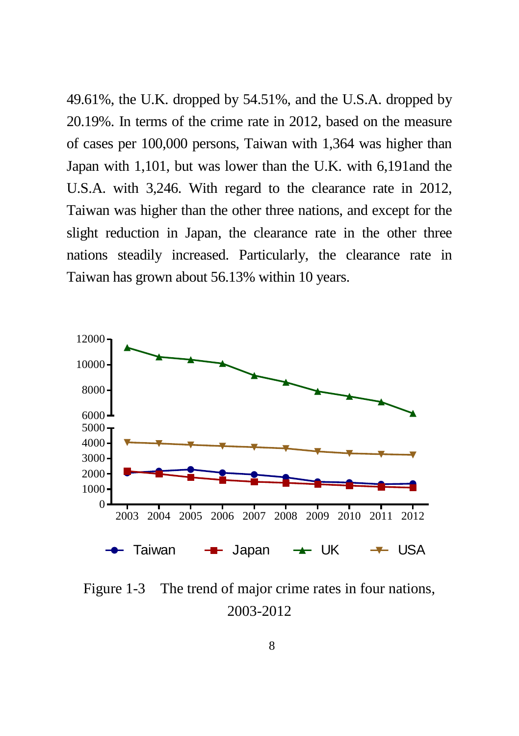49.61%, the U.K. dropped by 54.51%, and the U.S.A. dropped by 20.19%. In terms of the crime rate in 2012, based on the measure of cases per 100,000 persons, Taiwan with 1,364 was higher than Japan with 1,101, but was lower than the U.K. with 6,191and the U.S.A. with 3,246. With regard to the clearance rate in 2012, Taiwan was higher than the other three nations, and except for the slight reduction in Japan, the clearance rate in the other three nations steadily increased. Particularly, the clearance rate in Taiwan has grown about 56.13% within 10 years.

Figure 1-3 The trend of major crime rates in four nations, 2003-2012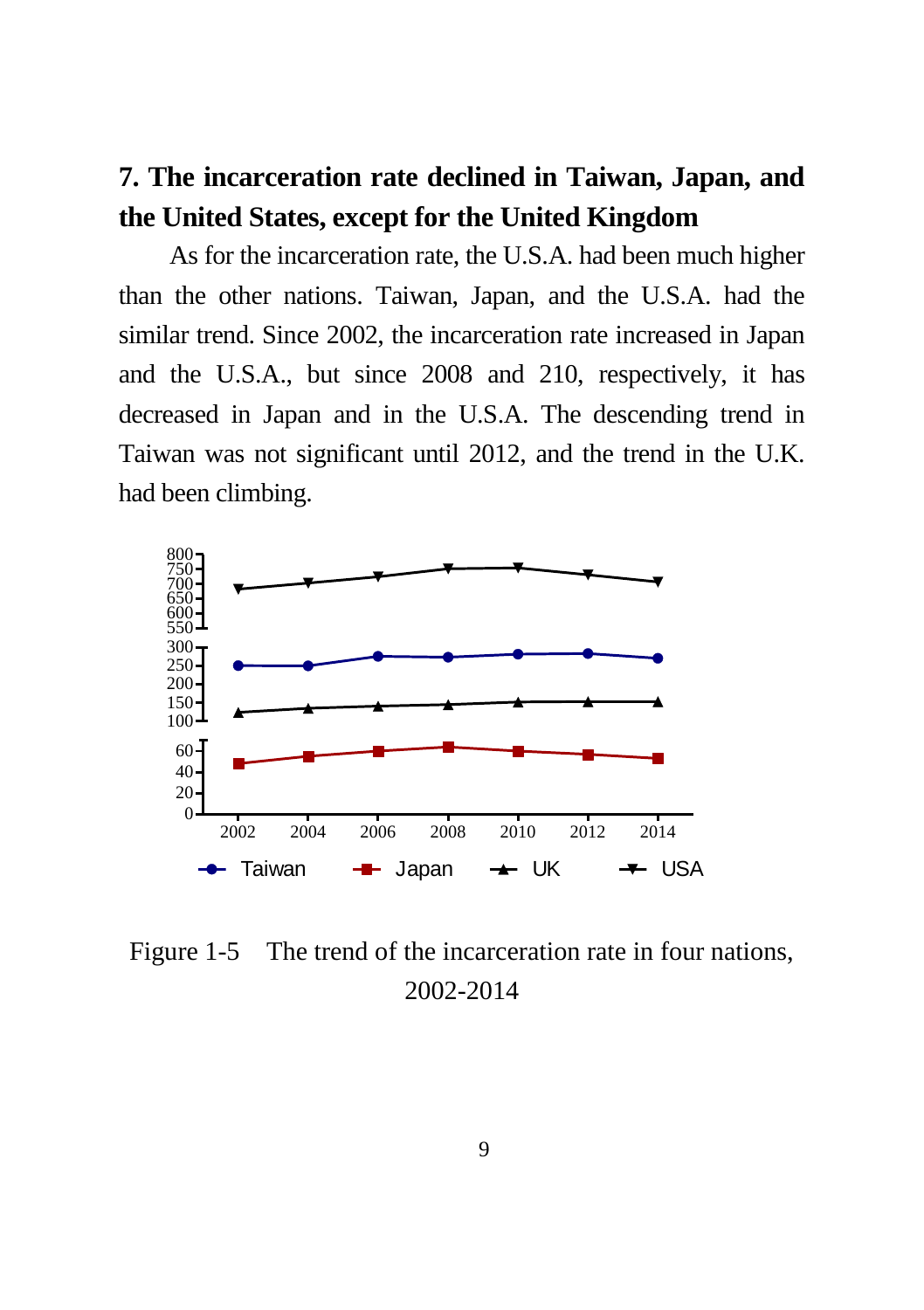## 7. The incarceration rate declined in Taiwan, Japan, and the United States, except for the United Kingdom

As for the incarceration rate, the U.S.A. had been much higher than the other nations. Taiwan, Japan, and the U.S.A. had the similar trend. Since 2002, the incarceration rate increased in Japan and the U.S.A., but since 2008 and 210, respectively, it has decreased in Japan and in the U.S.A. The descending trend in Taiwan was not significant until 2012, and the trend in the U.K. had been climbing.

Figure 1-5 The trend of the incarceration rate in four nations, 2002-2014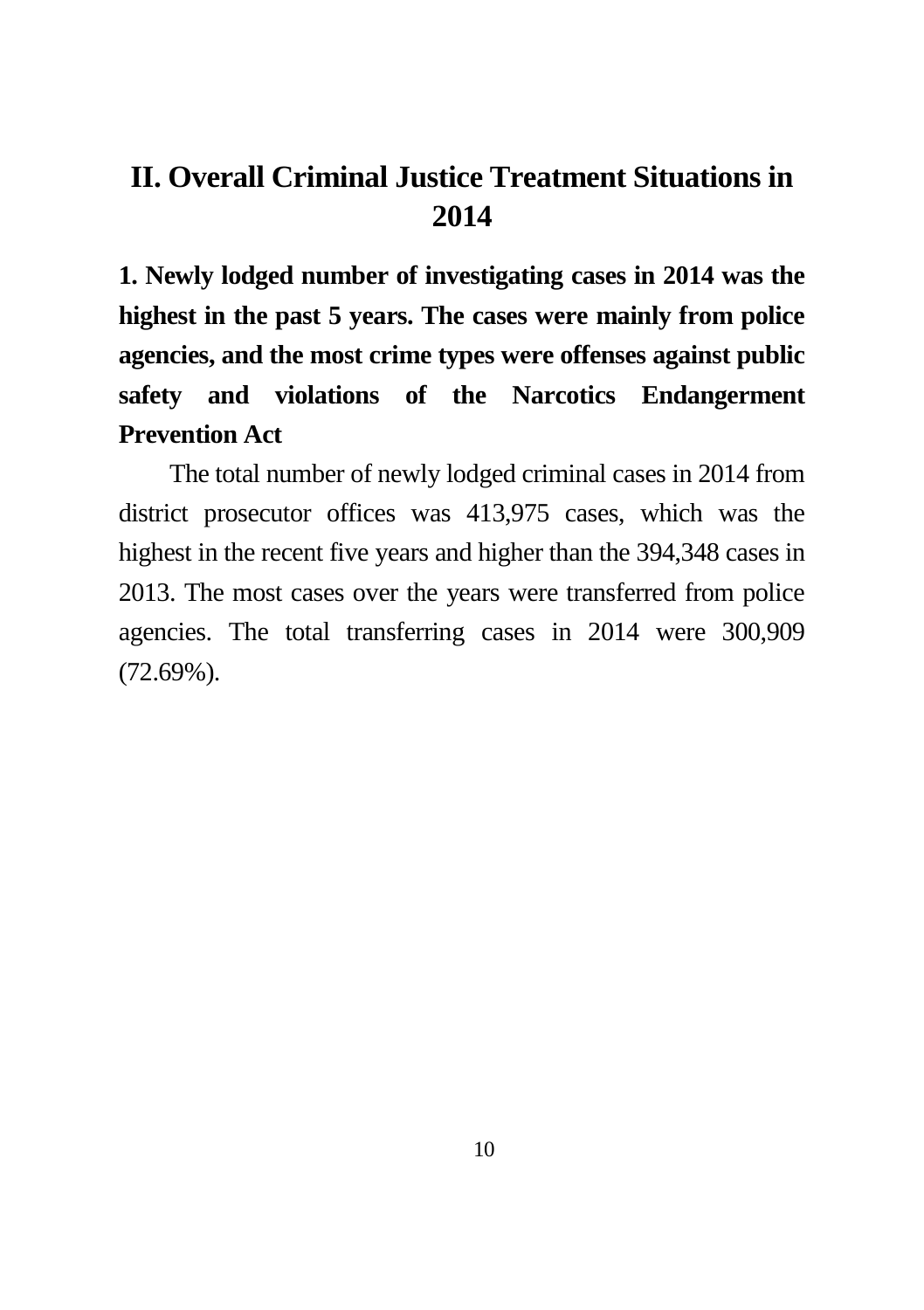# II. Overall Criminal Justice Treatment Situations in 2014

**1. Newly lodged number of investigating cases in 2014 was the highest in the past 5 years. The cases were mainly from police agencies, and the most crime types were offenses against public safety and violations of the Narcotics Endangerment Prevention Act**

The total number of newly lodged criminal cases in 2014 from district prosecutor offices was 413,975 cases, which was the highest in the recent five years and higher than the 394,348 cases in 2013. The most cases over the years were transferred from police agencies. The total transferring cases in 2014 were 300,909 (72.69%).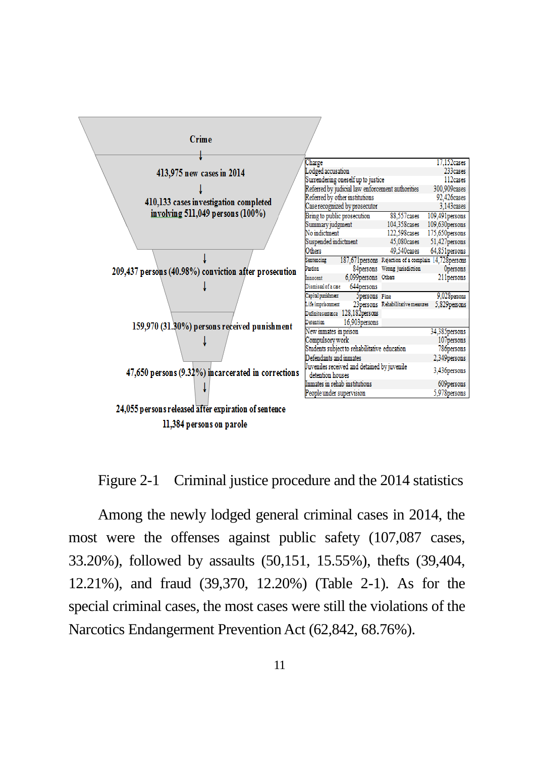Crime

↓

413,975 new cases in 2014

↓

410,133 cases investigation completed involving 511,049 persons (100%)

↓

209,437 persons (40.98%) conviction after prosecution

↓

159,970 (31.30%) persons received punishment

↓

47,650 persons (9.32%) incarcerated in corrections

↓

24,055 persons released after expiration of sentence

11,384 persons on parole

| | | | |
|---|---|---|---|
| Charge | | | 17,152cases |
| Lodged accusation | | | 233cases |
| Surrendering oneself up to justice | | | 112cases |
| Referred by judicial law enforcement authorities | | | 300,909cases |
| Referred by other institutions | | | 92,426cases |
| Case recognized by prosecutor | | | 3,143cases |
| Bring to public prosecution | 88,557cases | | 109,491persons |
| Summary judgment | 104,358cases | | 109,630persons |
| No indictment | 122,598cases | | 175,650persons |
| Suspended indictment | 45,080cases | | 51,427persons |
| Others | 49,540cases | | 64,851persons |
| Sentencing | 187,671persons | Rejection of a complain | 14,728persons |
| Pardon | 84persons | Wrong jurisdiction | 0persons |
| Innocent | 6,099persons | Others | 211persons |
| Dismissal of a case | 644persons | | |
| Capital punishment | 5persons | Fine | 9,028persons |
| Life imprisonment | 23persons | Rehabilitative measures | 5,829persons |
| Definite sentence | 128,182persons | | |
| Detention | 16,903persons | | |
| New inmates in prison | | | 34,385persons |
| Compulsory work | | | 107persons |
| Students subject to rehabilitative education | | | 786persons |
| Defendants and inmates | | | 2,349persons |
| Juveniles received and detained by juvenile detention houses | | | 3,436persons |
| Inmates in rehab institutions | | | 609persons |
| People under supervision | | | 5,978persons |

Figure 2-1 Criminal justice procedure and the 2014 statistics

Among the newly lodged general criminal cases in 2014, the most were the offenses against public safety (107,087 cases, 33.20%), followed by assaults (50,151, 15.55%), thefts (39,404, 12.21%), and fraud (39,370, 12.20%) (Table 2-1). As for the special criminal cases, the most cases were still the violations of the Narcotics Endangerment Prevention Act (62,842, 68.76%).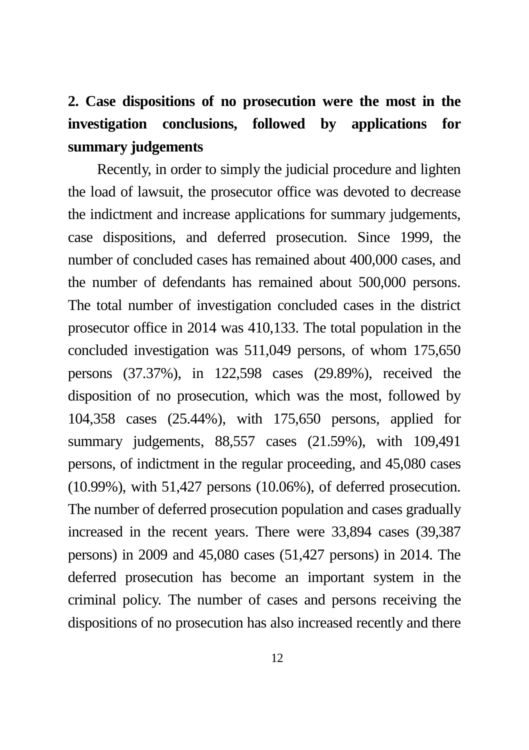## 2. Case dispositions of no prosecution were the most in the investigation conclusions, followed by applications for summary judgements

Recently, in order to simply the judicial procedure and lighten the load of lawsuit, the prosecutor office was devoted to decrease the indictment and increase applications for summary judgements, case dispositions, and deferred prosecution. Since 1999, the number of concluded cases has remained about 400,000 cases, and the number of defendants has remained about 500,000 persons. The total number of investigation concluded cases in the district prosecutor office in 2014 was 410,133. The total population in the concluded investigation was 511,049 persons, of whom 175,650 persons (37.37%), in 122,598 cases (29.89%), received the disposition of no prosecution, which was the most, followed by 104,358 cases (25.44%), with 175,650 persons, applied for summary judgements, 88,557 cases (21.59%), with 109,491 persons, of indictment in the regular proceeding, and 45,080 cases (10.99%), with 51,427 persons (10.06%), of deferred prosecution. The number of deferred prosecution population and cases gradually increased in the recent years. There were 33,894 cases (39,387 persons) in 2009 and 45,080 cases (51,427 persons) in 2014. The deferred prosecution has become an important system in the criminal policy. The number of cases and persons receiving the dispositions of no prosecution has also increased recently and there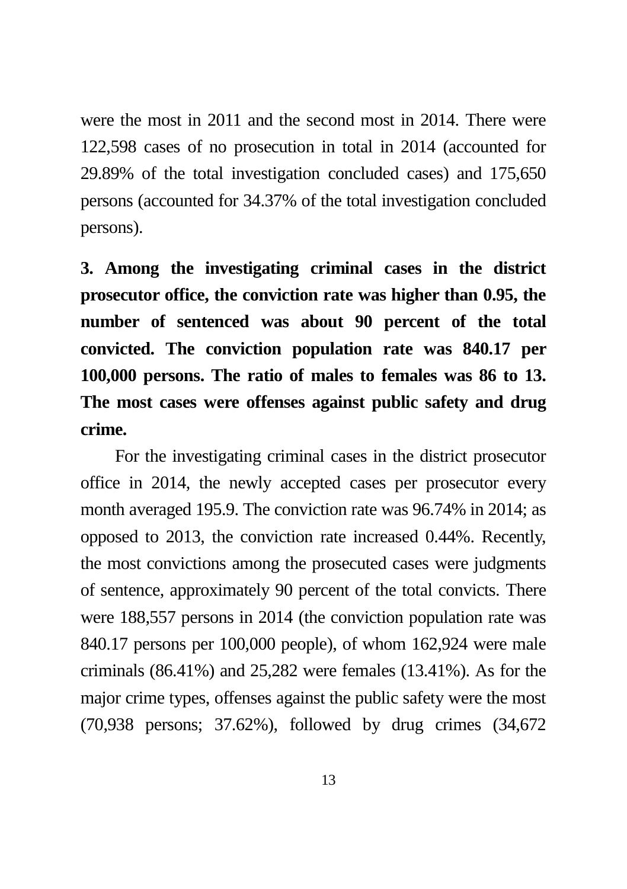were the most in 2011 and the second most in 2014. There were 122,598 cases of no prosecution in total in 2014 (accounted for 29.89% of the total investigation concluded cases) and 175,650 persons (accounted for 34.37% of the total investigation concluded persons).

**3. Among the investigating criminal cases in the district prosecutor office, the conviction rate was higher than 0.95, the number of sentenced was about 90 percent of the total convicted. The conviction population rate was 840.17 per 100,000 persons. The ratio of males to females was 86 to 13. The most cases were offenses against public safety and drug crime.**

For the investigating criminal cases in the district prosecutor office in 2014, the newly accepted cases per prosecutor every month averaged 195.9. The conviction rate was 96.74% in 2014; as opposed to 2013, the conviction rate increased 0.44%. Recently, the most convictions among the prosecuted cases were judgments of sentence, approximately 90 percent of the total convicts. There were 188,557 persons in 2014 (the conviction population rate was 840.17 persons per 100,000 people), of whom 162,924 were male criminals (86.41%) and 25,282 were females (13.41%). As for the major crime types, offenses against the public safety were the most (70,938 persons; 37.62%), followed by drug crimes (34,672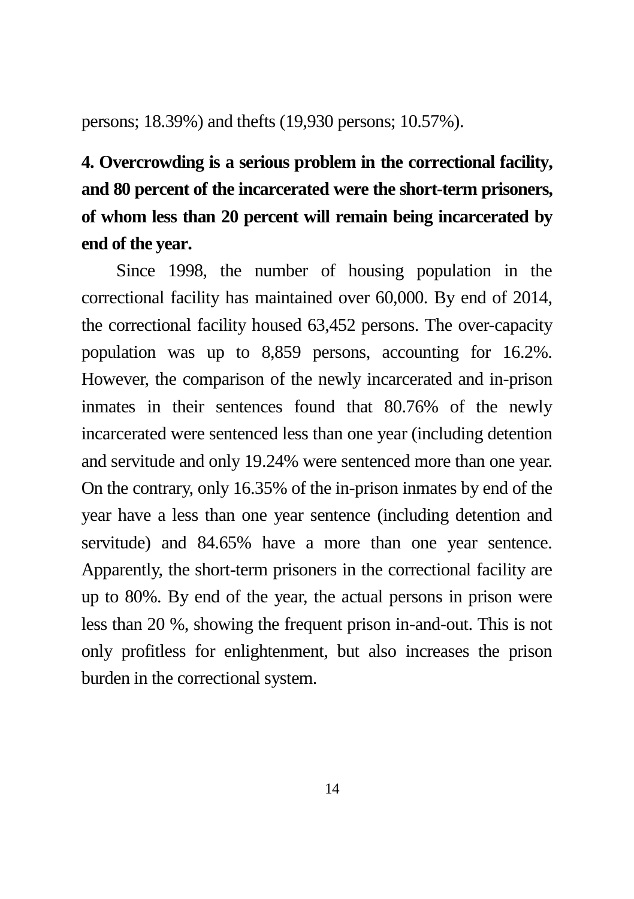persons; 18.39%) and thefts (19,930 persons; 10.57%).

**4. Overcrowding is a serious problem in the correctional facility, and 80 percent of the incarcerated were the short-term prisoners, of whom less than 20 percent will remain being incarcerated by end of the year.**

Since 1998, the number of housing population in the correctional facility has maintained over 60,000. By end of 2014, the correctional facility housed 63,452 persons. The over-capacity population was up to 8,859 persons, accounting for 16.2%. However, the comparison of the newly incarcerated and in-prison inmates in their sentences found that 80.76% of the newly incarcerated were sentenced less than one year (including detention and servitude and only 19.24% were sentenced more than one year. On the contrary, only 16.35% of the in-prison inmates by end of the year have a less than one year sentence (including detention and servitude) and 84.65% have a more than one year sentence. Apparently, the short-term prisoners in the correctional facility are up to 80%. By end of the year, the actual persons in prison were less than 20 %, showing the frequent prison in-and-out. This is not only profitless for enlightenment, but also increases the prison burden in the correctional system.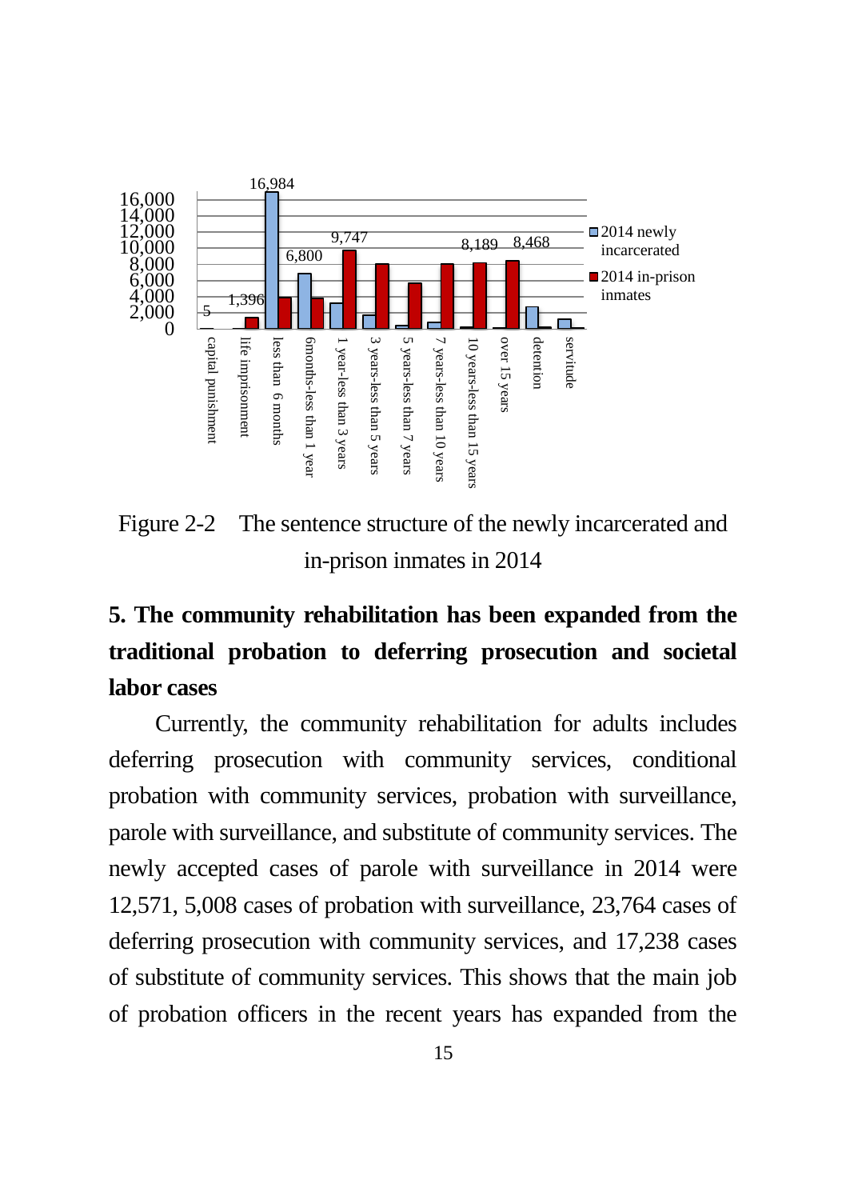Figure 2-2 The sentence structure of the newly incarcerated and in-prison inmates in 2014

**5. The community rehabilitation has been expanded from the traditional probation to deferring prosecution and societal labor cases**

Currently, the community rehabilitation for adults includes deferring prosecution with community services, conditional probation with community services, probation with surveillance, parole with surveillance, and substitute of community services. The newly accepted cases of parole with surveillance in 2014 were 12,571, 5,008 cases of probation with surveillance, 23,764 cases of deferring prosecution with community services, and 17,238 cases of substitute of community services. This shows that the main job of probation officers in the recent years has expanded from the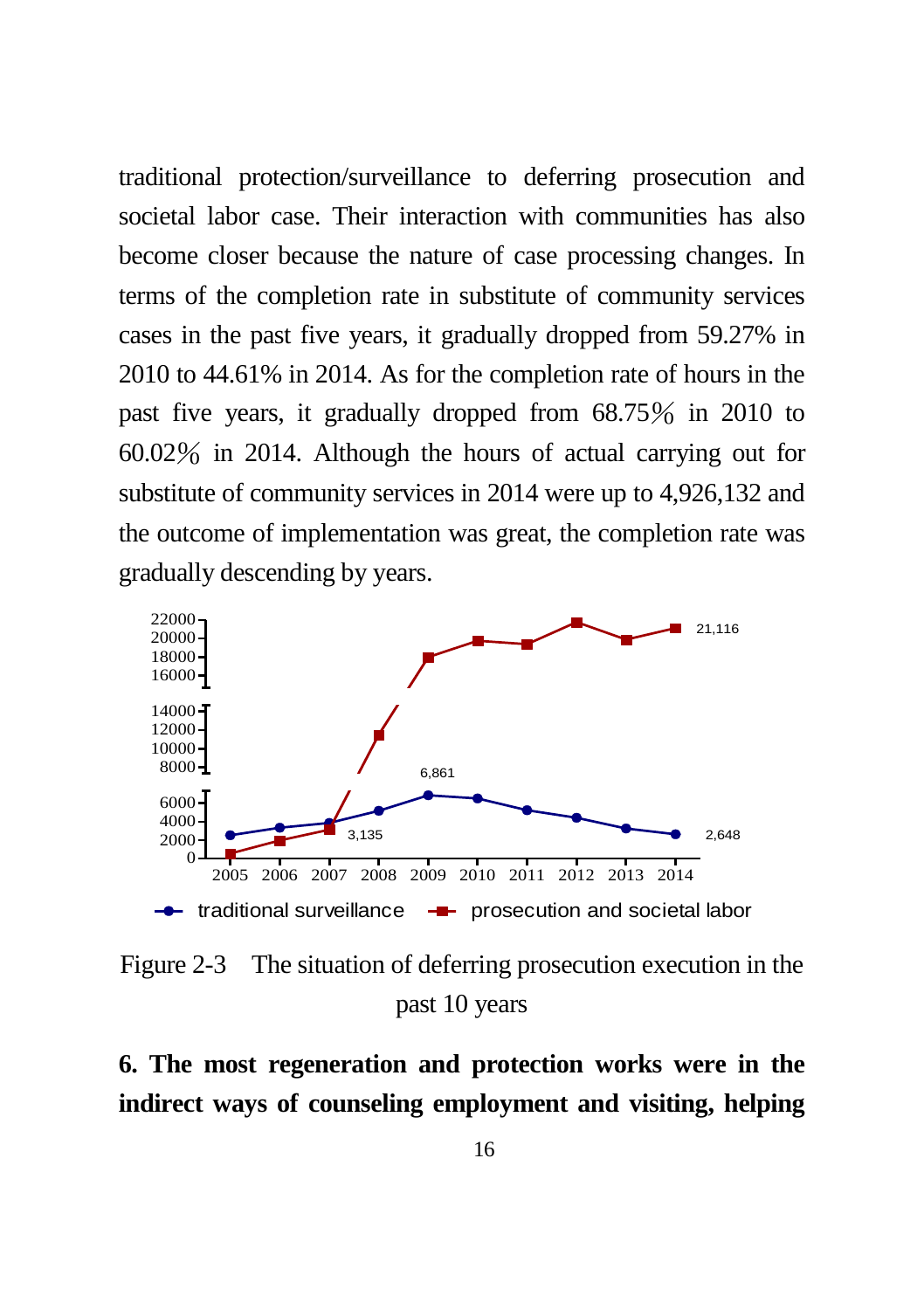traditional protection/surveillance to deferring prosecution and societal labor case. Their interaction with communities has also become closer because the nature of case processing changes. In terms of the completion rate in substitute of community services cases in the past five years, it gradually dropped from 59.27% in 2010 to 44.61% in 2014. As for the completion rate of hours in the past five years, it gradually dropped from 68.75% in 2010 to 60.02% in 2014. Although the hours of actual carrying out for substitute of community services in 2014 were up to 4,926,132 and the outcome of implementation was great, the completion rate was gradually descending by years.

Figure 2-3 The situation of deferring prosecution execution in the past 10 years

**6. The most regeneration and protection works were in the indirect ways of counseling employment and visiting, helping**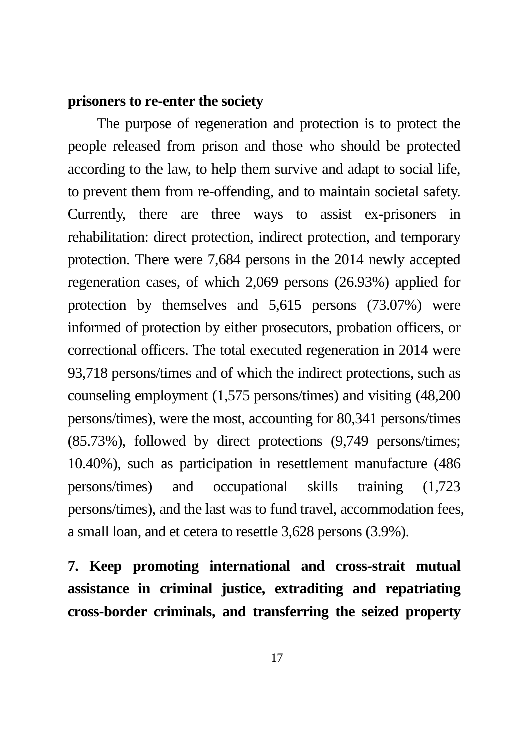**prisoners to re-enter the society**

The purpose of regeneration and protection is to protect the people released from prison and those who should be protected according to the law, to help them survive and adapt to social life, to prevent them from re-offending, and to maintain societal safety. Currently, there are three ways to assist ex-prisoners in rehabilitation: direct protection, indirect protection, and temporary protection. There were 7,684 persons in the 2014 newly accepted regeneration cases, of which 2,069 persons (26.93%) applied for protection by themselves and 5,615 persons (73.07%) were informed of protection by either prosecutors, probation officers, or correctional officers. The total executed regeneration in 2014 were 93,718 persons/times and of which the indirect protections, such as counseling employment (1,575 persons/times) and visiting (48,200 persons/times), were the most, accounting for 80,341 persons/times (85.73%), followed by direct protections (9,749 persons/times; 10.40%), such as participation in resettlement manufacture (486 persons/times) and occupational skills training (1,723 persons/times), and the last was to fund travel, accommodation fees, a small loan, and et cetera to resettle 3,628 persons (3.9%).

**7. Keep promoting international and cross-strait mutual assistance in criminal justice, extraditing and repatriating cross-border criminals, and transferring the seized property**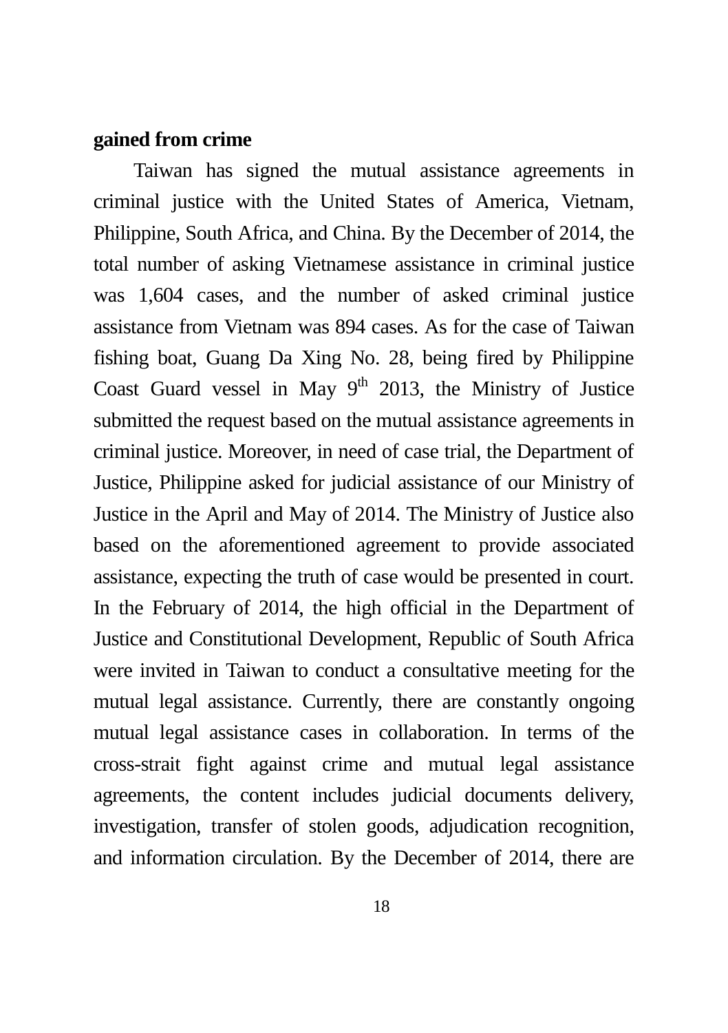**gained from crime**

Taiwan has signed the mutual assistance agreements in criminal justice with the United States of America, Vietnam, Philippine, South Africa, and China. By the December of 2014, the total number of asking Vietnamese assistance in criminal justice was 1,604 cases, and the number of asked criminal justice assistance from Vietnam was 894 cases. As for the case of Taiwan fishing boat, Guang Da Xing No. 28, being fired by Philippine Coast Guard vessel in May 9th 2013, the Ministry of Justice submitted the request based on the mutual assistance agreements in criminal justice. Moreover, in need of case trial, the Department of Justice, Philippine asked for judicial assistance of our Ministry of Justice in the April and May of 2014. The Ministry of Justice also based on the aforementioned agreement to provide associated assistance, expecting the truth of case would be presented in court. In the February of 2014, the high official in the Department of Justice and Constitutional Development, Republic of South Africa were invited in Taiwan to conduct a consultative meeting for the mutual legal assistance. Currently, there are constantly ongoing mutual legal assistance cases in collaboration. In terms of the cross-strait fight against crime and mutual legal assistance agreements, the content includes judicial documents delivery, investigation, transfer of stolen goods, adjudication recognition, and information circulation. By the December of 2014, there are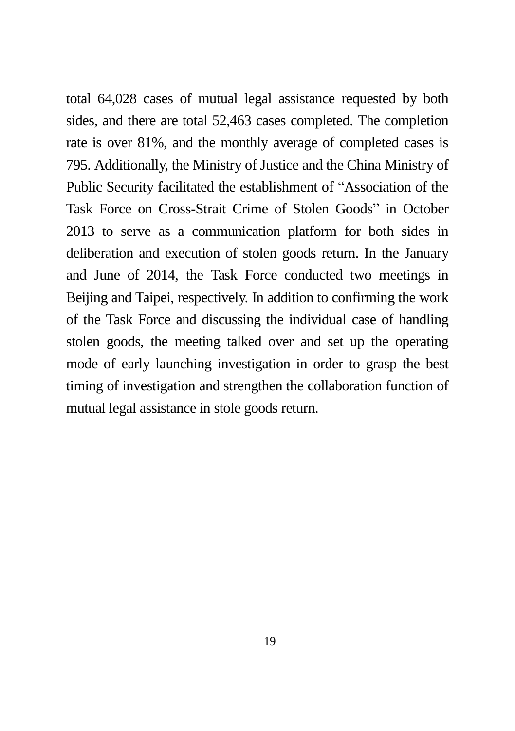total 64,028 cases of mutual legal assistance requested by both sides, and there are total 52,463 cases completed. The completion rate is over 81%, and the monthly average of completed cases is 795. Additionally, the Ministry of Justice and the China Ministry of Public Security facilitated the establishment of “Association of the Task Force on Cross-Strait Crime of Stolen Goods” in October 2013 to serve as a communication platform for both sides in deliberation and execution of stolen goods return. In the January and June of 2014, the Task Force conducted two meetings in Beijing and Taipei, respectively. In addition to confirming the work of the Task Force and discussing the individual case of handling stolen goods, the meeting talked over and set up the operating mode of early launching investigation in order to grasp the best timing of investigation and strengthen the collaboration function of mutual legal assistance in stole goods return.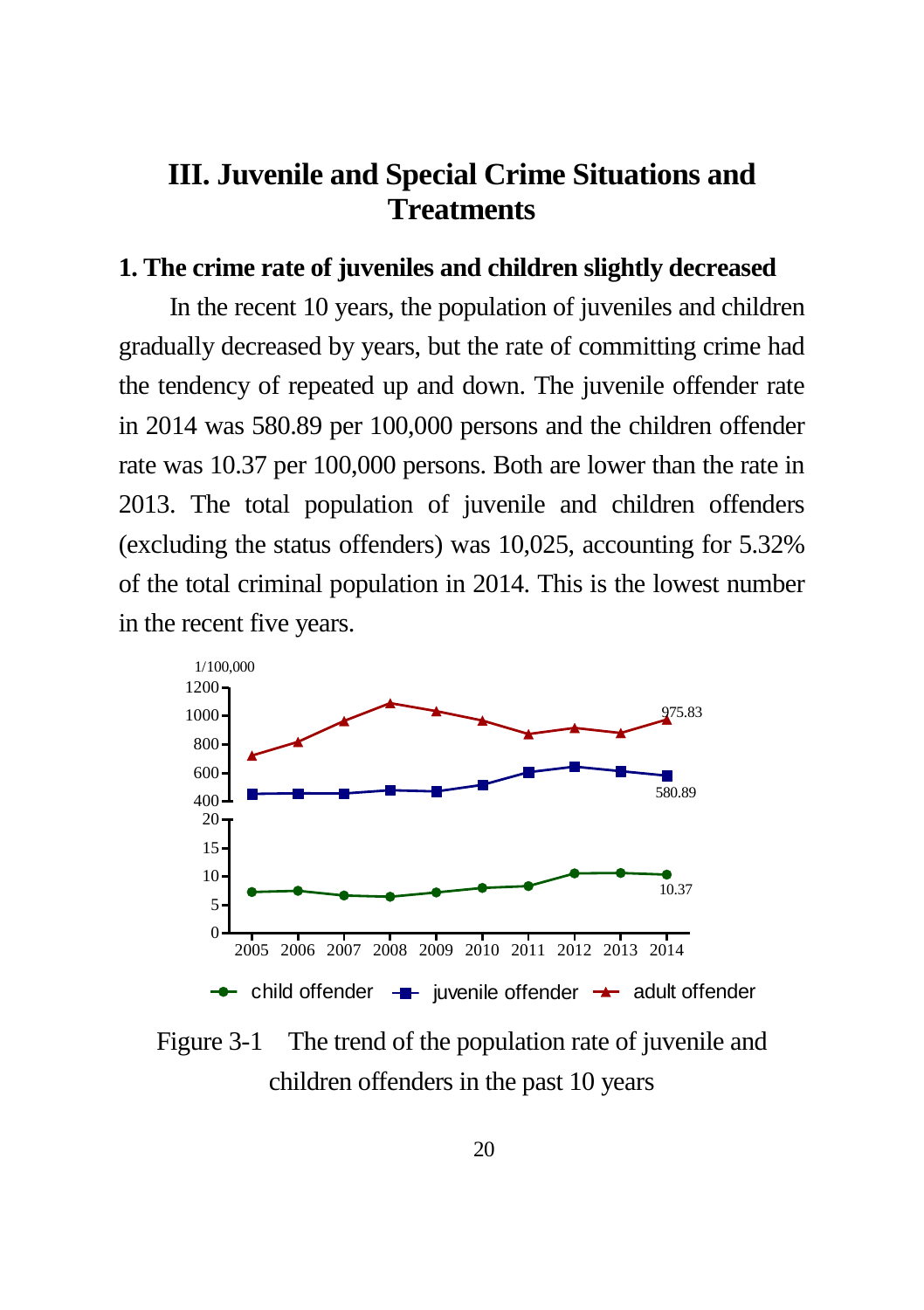## III. Juvenile and Special Crime Situations and Treatments

### 1. The crime rate of juveniles and children slightly decreased

In the recent 10 years, the population of juveniles and children gradually decreased by years, but the rate of committing crime had the tendency of repeated up and down. The juvenile offender rate in 2014 was 580.89 per 100,000 persons and the children offender rate was 10.37 per 100,000 persons. Both are lower than the rate in 2013. The total population of juvenile and children offenders (excluding the status offenders) was 10,025, accounting for 5.32% of the total criminal population in 2014. This is the lowest number in the recent five years.

Figure 3-1 The trend of the population rate of juvenile and children offenders in the past 10 years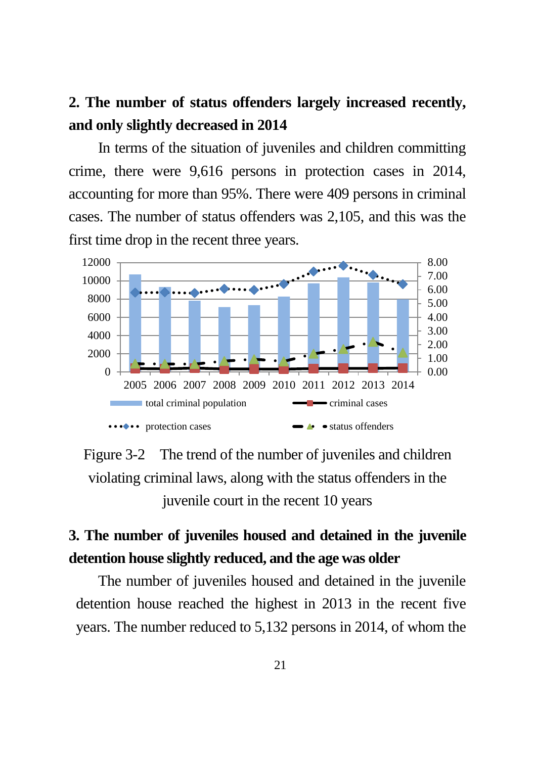## 2. The number of status offenders largely increased recently, and only slightly decreased in 2014

In terms of the situation of juveniles and children committing crime, there were 9,616 persons in protection cases in 2014, accounting for more than 95%. There were 409 persons in criminal cases. The number of status offenders was 2,105, and this was the first time drop in the recent three years.

Figure 3-2 The trend of the number of juveniles and children violating criminal laws, along with the status offenders in the juvenile court in the recent 10 years

## 3. The number of juveniles housed and detained in the juvenile detention house slightly reduced, and the age was older

The number of juveniles housed and detained in the juvenile detention house reached the highest in 2013 in the recent five years. The number reduced to 5,132 persons in 2014, of whom the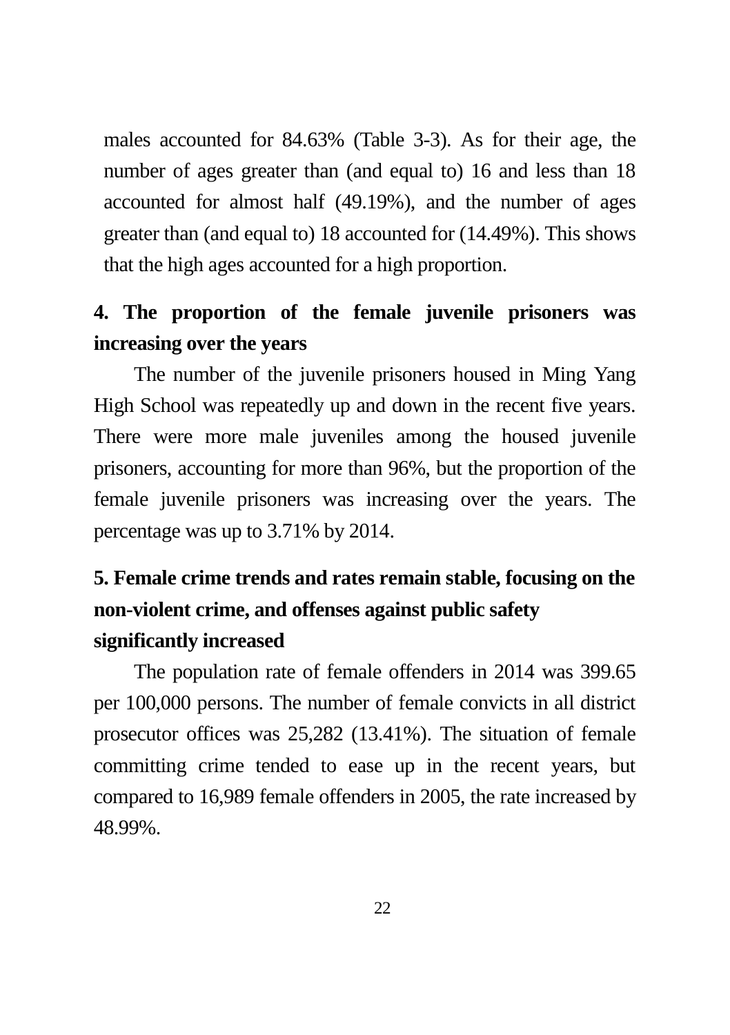males accounted for 84.63% (Table 3-3). As for their age, the number of ages greater than (and equal to) 16 and less than 18 accounted for almost half (49.19%), and the number of ages greater than (and equal to) 18 accounted for (14.49%). This shows that the high ages accounted for a high proportion.

**4. The proportion of the female juvenile prisoners was increasing over the years**

The number of the juvenile prisoners housed in Ming Yang High School was repeatedly up and down in the recent five years. There were more male juveniles among the housed juvenile prisoners, accounting for more than 96%, but the proportion of the female juvenile prisoners was increasing over the years. The percentage was up to 3.71% by 2014.

**5. Female crime trends and rates remain stable, focusing on the non-violent crime, and offenses against public safety significantly increased**

The population rate of female offenders in 2014 was 399.65 per 100,000 persons. The number of female convicts in all district prosecutor offices was 25,282 (13.41%). The situation of female committing crime tended to ease up in the recent years, but compared to 16,989 female offenders in 2005, the rate increased by 48.99%.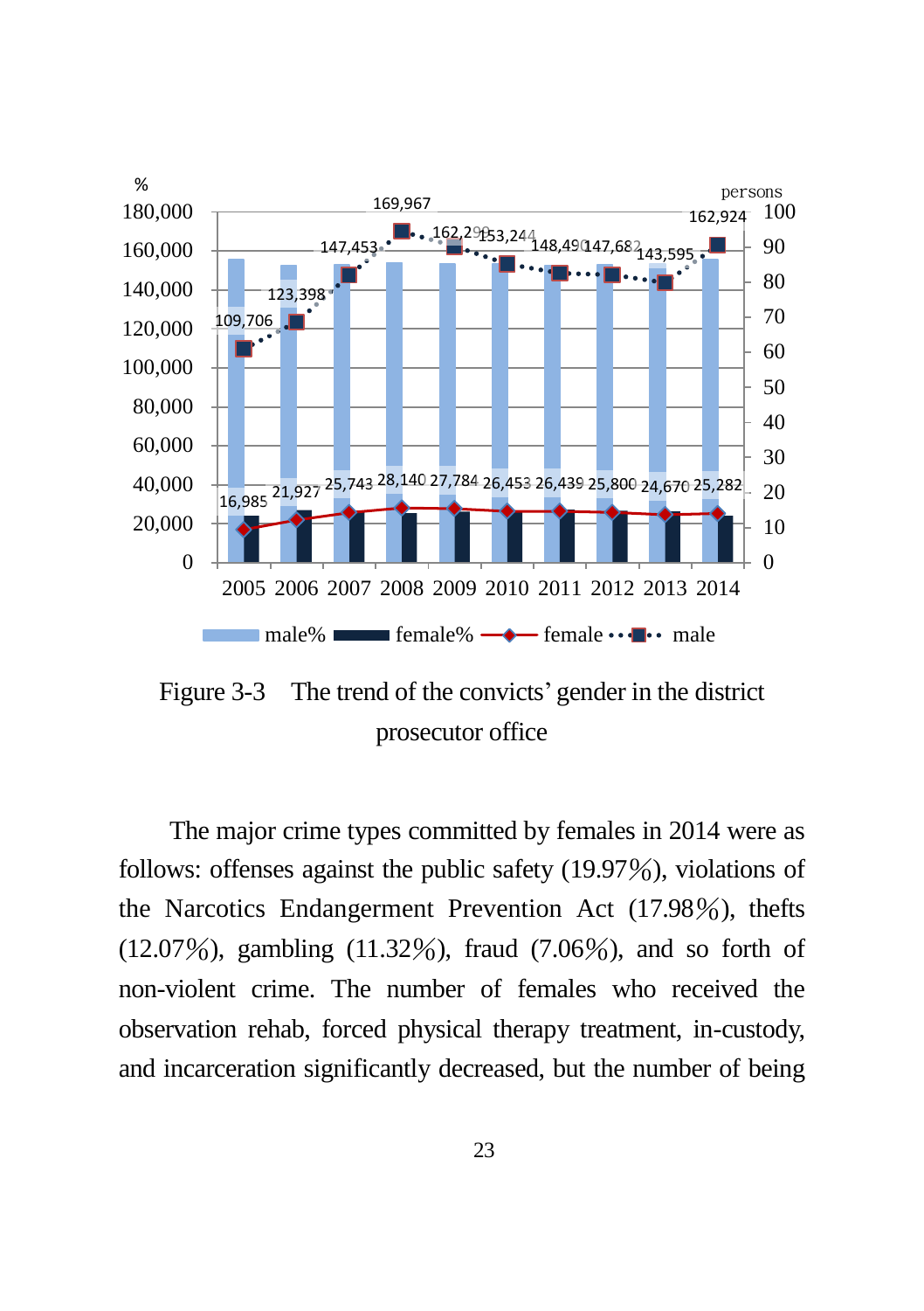Figure 3-3 The trend of the convicts' gender in the district prosecutor office

The major crime types committed by females in 2014 were as follows: offenses against the public safety (19.97%), violations of the Narcotics Endangerment Prevention Act (17.98%), thefts (12.07%), gambling (11.32%), fraud (7.06%), and so forth of non-violent crime. The number of females who received the observation rehab, forced physical therapy treatment, in-custody, and incarceration significantly decreased, but the number of being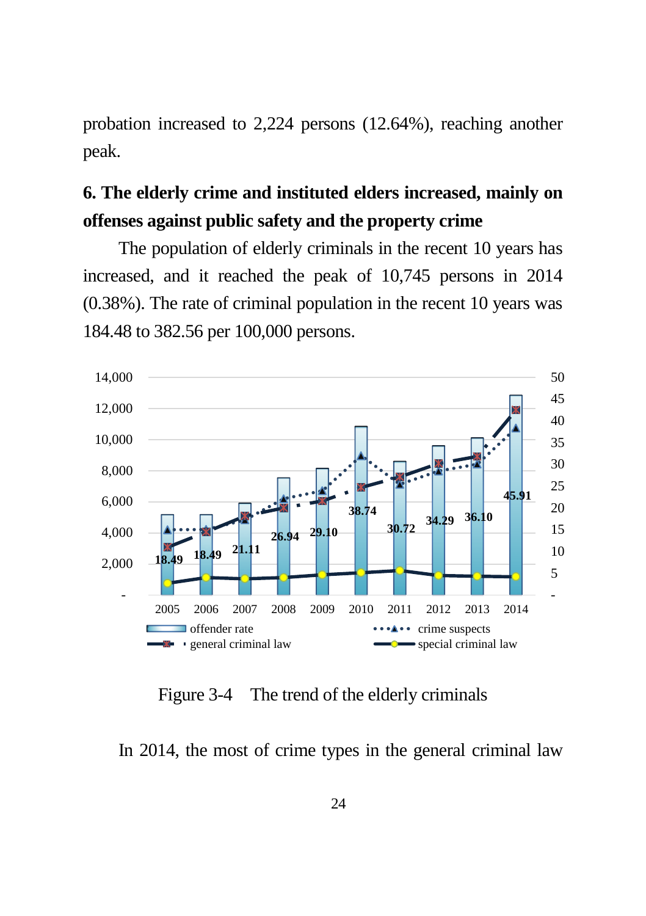probation increased to 2,224 persons (12.64%), reaching another peak.

### 6. The elderly crime and instituted elders increased, mainly on offenses against public safety and the property crime

The population of elderly criminals in the recent 10 years has increased, and it reached the peak of 10,745 persons in 2014 (0.38%). The rate of criminal population in the recent 10 years was 184.48 to 382.56 per 100,000 persons.

Figure 3-4 The trend of the elderly criminals

In 2014, the most of crime types in the general criminal law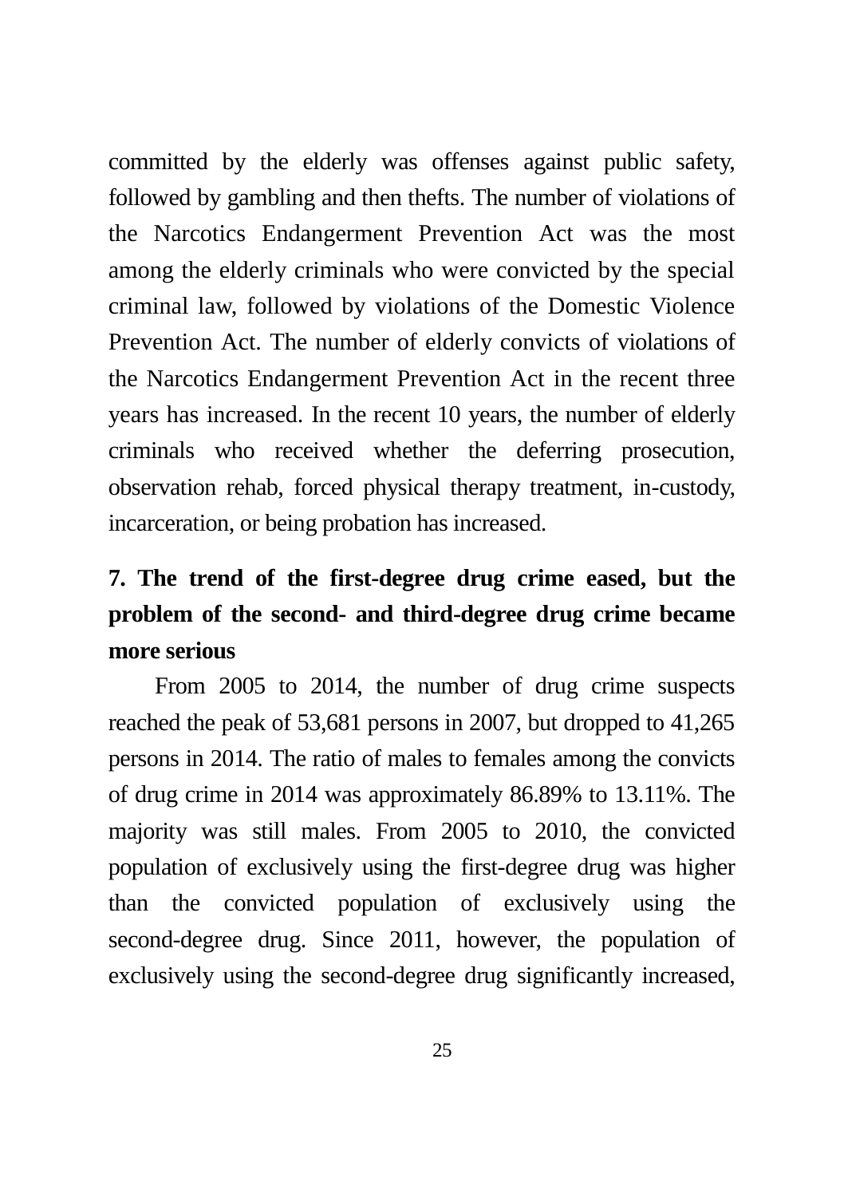committed by the elderly was offenses against public safety, followed by gambling and then thefts. The number of violations of the Narcotics Endangerment Prevention Act was the most among the elderly criminals who were convicted by the special criminal law, followed by violations of the Domestic Violence Prevention Act. The number of elderly convicts of violations of the Narcotics Endangerment Prevention Act in the recent three years has increased. In the recent 10 years, the number of elderly criminals who received whether the deferring prosecution, observation rehab, forced physical therapy treatment, in-custody, incarceration, or being probation has increased.

## 7. The trend of the first-degree drug crime eased, but the problem of the second- and third-degree drug crime became more serious

From 2005 to 2014, the number of drug crime suspects reached the peak of 53,681 persons in 2007, but dropped to 41,265 persons in 2014. The ratio of males to females among the convicts of drug crime in 2014 was approximately 86.89% to 13.11%. The majority was still males. From 2005 to 2010, the convicted population of exclusively using the first-degree drug was higher than the convicted population of exclusively using the second-degree drug. Since 2011, however, the population of exclusively using the second-degree drug significantly increased,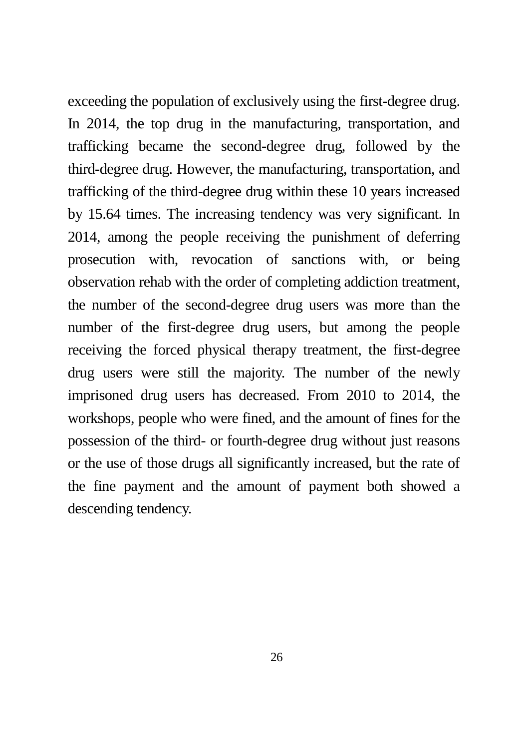exceeding the population of exclusively using the first-degree drug. In 2014, the top drug in the manufacturing, transportation, and trafficking became the second-degree drug, followed by the third-degree drug. However, the manufacturing, transportation, and trafficking of the third-degree drug within these 10 years increased by 15.64 times. The increasing tendency was very significant. In 2014, among the people receiving the punishment of deferring prosecution with, revocation of sanctions with, or being observation rehab with the order of completing addiction treatment, the number of the second-degree drug users was more than the number of the first-degree drug users, but among the people receiving the forced physical therapy treatment, the first-degree drug users were still the majority. The number of the newly imprisoned drug users has decreased. From 2010 to 2014, the workshops, people who were fined, and the amount of fines for the possession of the third- or fourth-degree drug without just reasons or the use of those drugs all significantly increased, but the rate of the fine payment and the amount of payment both showed a descending tendency.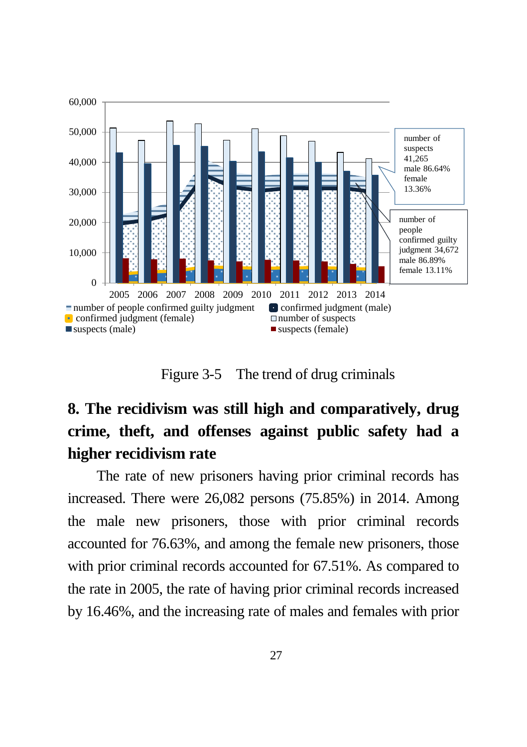Figure 3-5 The trend of drug criminals

## 8. The recidivism was still high and comparatively, drug crime, theft, and offenses against public safety had a higher recidivism rate

The rate of new prisoners having prior criminal records has increased. There were 26,082 persons (75.85%) in 2014. Among the male new prisoners, those with prior criminal records accounted for 76.63%, and among the female new prisoners, those with prior criminal records accounted for 67.51%. As compared to the rate in 2005, the rate of having prior criminal records increased by 16.46%, and the increasing rate of males and females with prior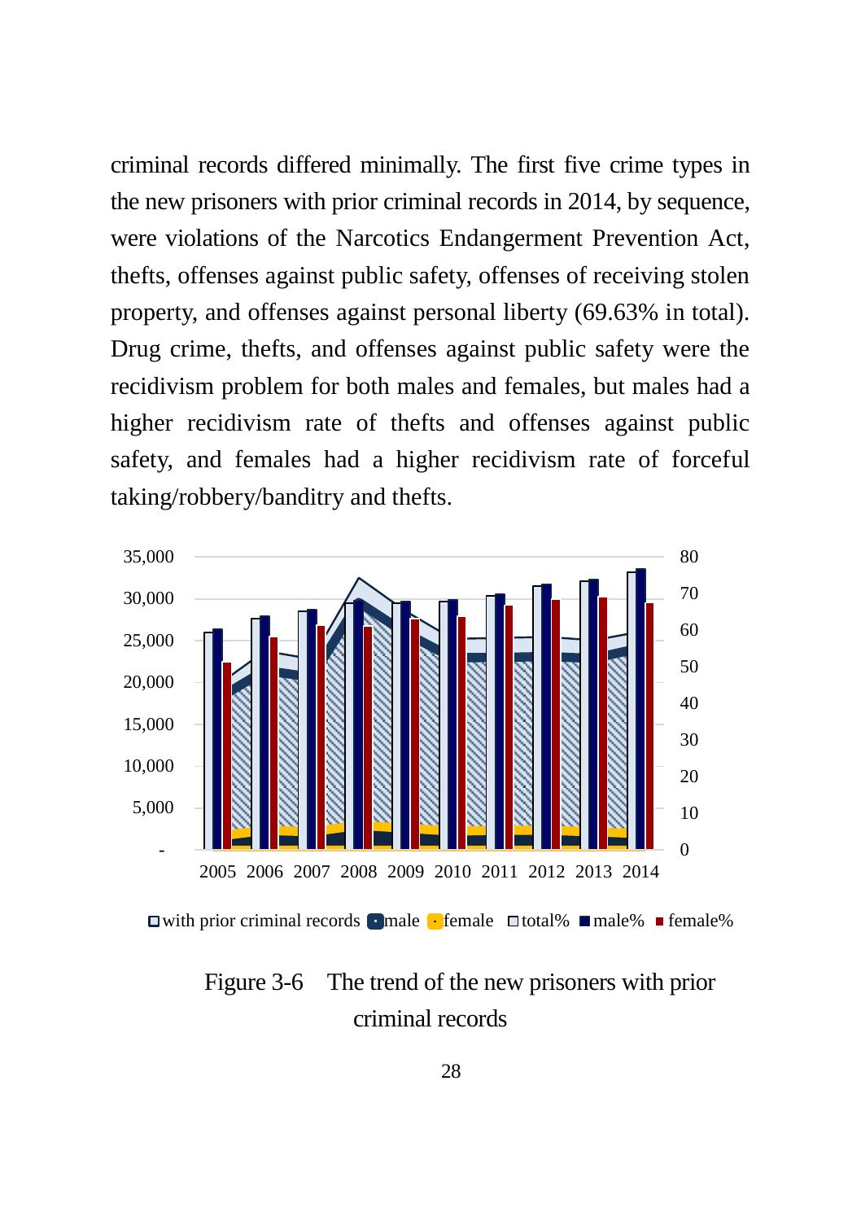criminal records differed minimally. The first five crime types in the new prisoners with prior criminal records in 2014, by sequence, were violations of the Narcotics Endangerment Prevention Act, thefts, offenses against public safety, offenses of receiving stolen property, and offenses against personal liberty (69.63% in total). Drug crime, thefts, and offenses against public safety were the recidivism problem for both males and females, but males had a higher recidivism rate of thefts and offenses against public safety, and females had a higher recidivism rate of forceful taking/robbery/banditry and thefts.

Figure 3-6 The trend of the new prisoners with prior criminal records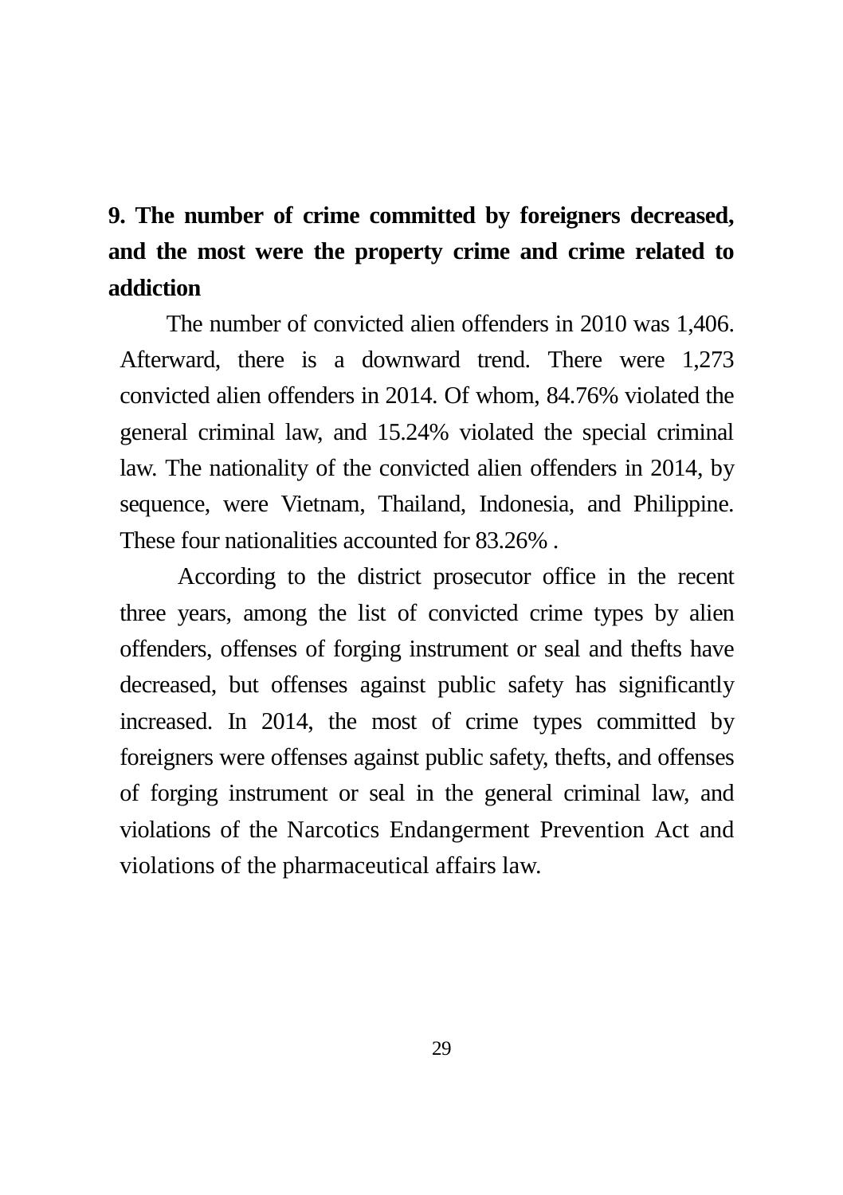## 9. The number of crime committed by foreigners decreased, and the most were the property crime and crime related to addiction

The number of convicted alien offenders in 2010 was 1,406. Afterward, there is a downward trend. There were 1,273 convicted alien offenders in 2014. Of whom, 84.76% violated the general criminal law, and 15.24% violated the special criminal law. The nationality of the convicted alien offenders in 2014, by sequence, were Vietnam, Thailand, Indonesia, and Philippine. These four nationalities accounted for 83.26% .

According to the district prosecutor office in the recent three years, among the list of convicted crime types by alien offenders, offenses of forging instrument or seal and thefts have decreased, but offenses against public safety has significantly increased. In 2014, the most of crime types committed by foreigners were offenses against public safety, thefts, and offenses of forging instrument or seal in the general criminal law, and violations of the Narcotics Endangerment Prevention Act and violations of the pharmaceutical affairs law.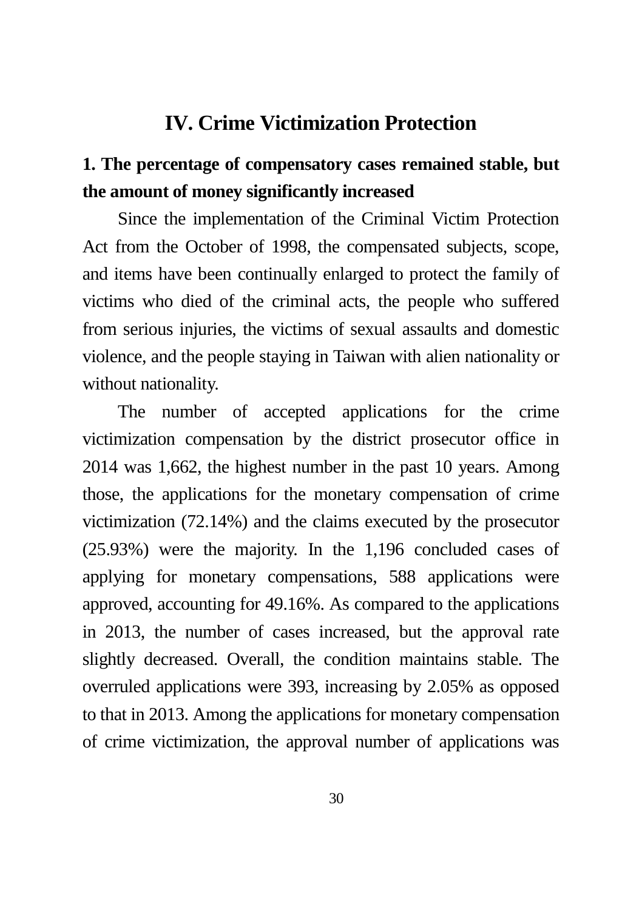# IV. Crime Victimization Protection

## 1. The percentage of compensatory cases remained stable, but the amount of money significantly increased

Since the implementation of the Criminal Victim Protection Act from the October of 1998, the compensated subjects, scope, and items have been continually enlarged to protect the family of victims who died of the criminal acts, the people who suffered from serious injuries, the victims of sexual assaults and domestic violence, and the people staying in Taiwan with alien nationality or without nationality.

The number of accepted applications for the crime victimization compensation by the district prosecutor office in 2014 was 1,662, the highest number in the past 10 years. Among those, the applications for the monetary compensation of crime victimization (72.14%) and the claims executed by the prosecutor (25.93%) were the majority. In the 1,196 concluded cases of applying for monetary compensations, 588 applications were approved, accounting for 49.16%. As compared to the applications in 2013, the number of cases increased, but the approval rate slightly decreased. Overall, the condition maintains stable. The overruled applications were 393, increasing by 2.05% as opposed to that in 2013. Among the applications for monetary compensation of crime victimization, the approval number of applications was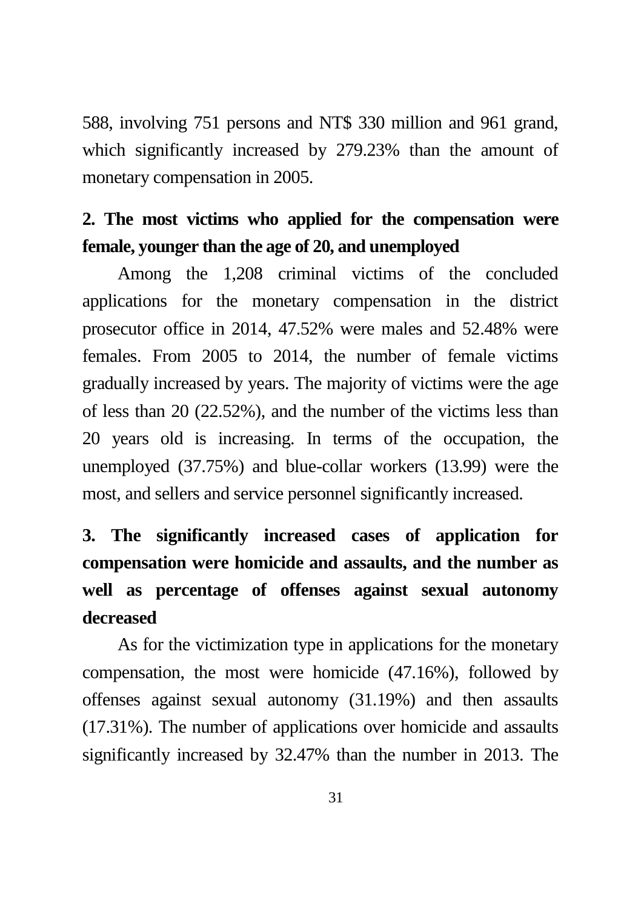588, involving 751 persons and NT$ 330 million and 961 grand, which significantly increased by 279.23% than the amount of monetary compensation in 2005.

### 2. The most victims who applied for the compensation were female, younger than the age of 20, and unemployed

Among the 1,208 criminal victims of the concluded applications for the monetary compensation in the district prosecutor office in 2014, 47.52% were males and 52.48% were females. From 2005 to 2014, the number of female victims gradually increased by years. The majority of victims were the age of less than 20 (22.52%), and the number of the victims less than 20 years old is increasing. In terms of the occupation, the unemployed (37.75%) and blue-collar workers (13.99) were the most, and sellers and service personnel significantly increased.

### 3. The significantly increased cases of application for compensation were homicide and assaults, and the number as well as percentage of offenses against sexual autonomy decreased

As for the victimization type in applications for the monetary compensation, the most were homicide (47.16%), followed by offenses against sexual autonomy (31.19%) and then assaults (17.31%). The number of applications over homicide and assaults significantly increased by 32.47% than the number in 2013. The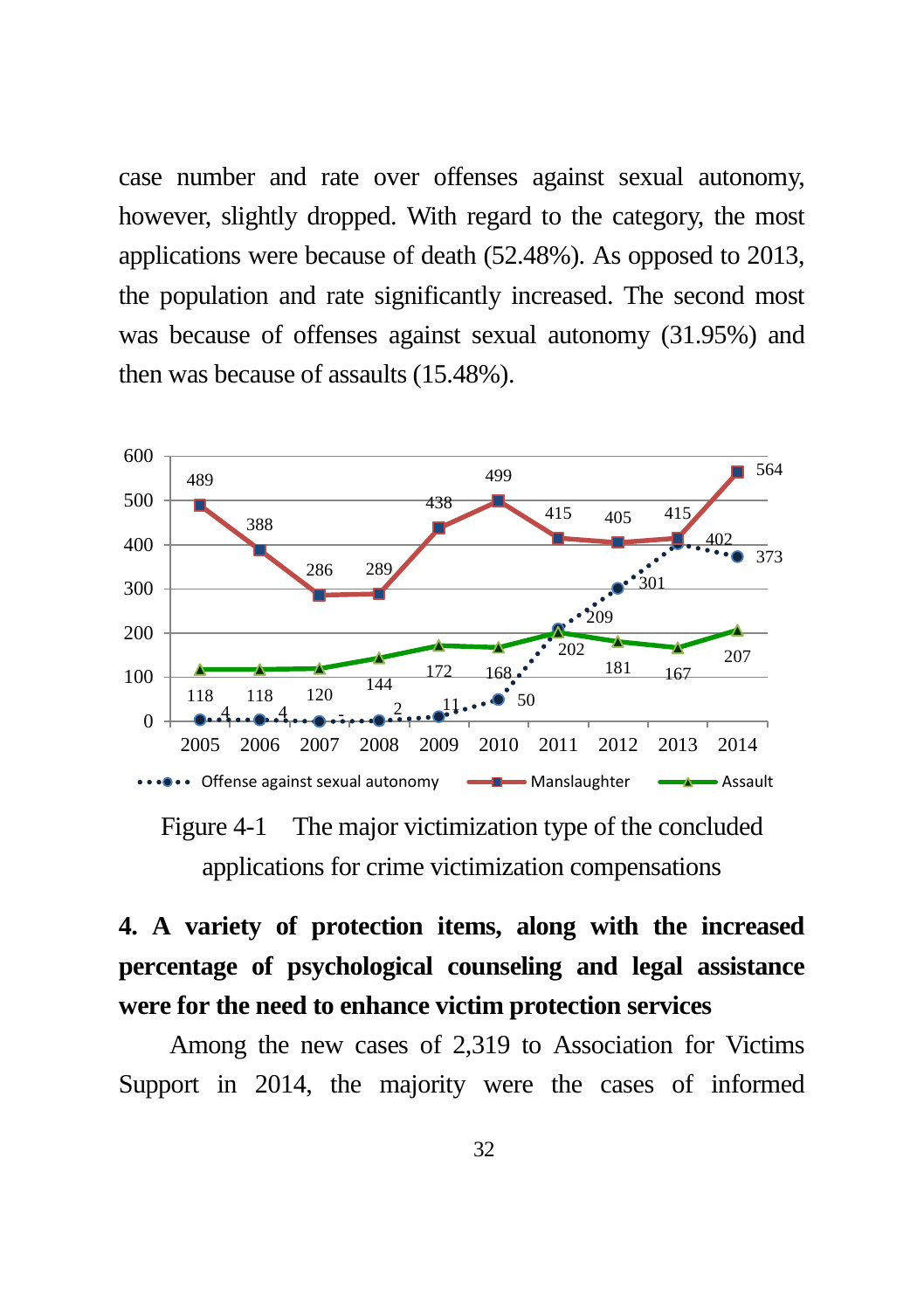case number and rate over offenses against sexual autonomy, however, slightly dropped. With regard to the category, the most applications were because of death (52.48%). As opposed to 2013, the population and rate significantly increased. The second most was because of offenses against sexual autonomy (31.95%) and then was because of assaults (15.48%).

| Year | 2005 | 2006 | 2007 | 2008 | 2009 | 2010 | 2011 | 2012 | 2013 | 2014 |
|---|---|---|---|---|---|---|---|---|---|---|
| Offense against sexual autonomy | 4 | 4 | - | 2 | 11 | 50 | 209 | 301 | 402 | 373 |
| Manslaughter | 489 | 388 | 286 | 289 | 438 | 499 | 415 | 405 | 415 | 564 |
| Assault | 118 | 118 | 120 | 144 | 172 | 168 | 202 | 181 | 167 | 207 |

Figure 4-1 The major victimization type of the concluded applications for crime victimization compensations

**4. A variety of protection items, along with the increased percentage of psychological counseling and legal assistance were for the need to enhance victim protection services**

Among the new cases of 2,319 to Association for Victims Support in 2014, the majority were the cases of informed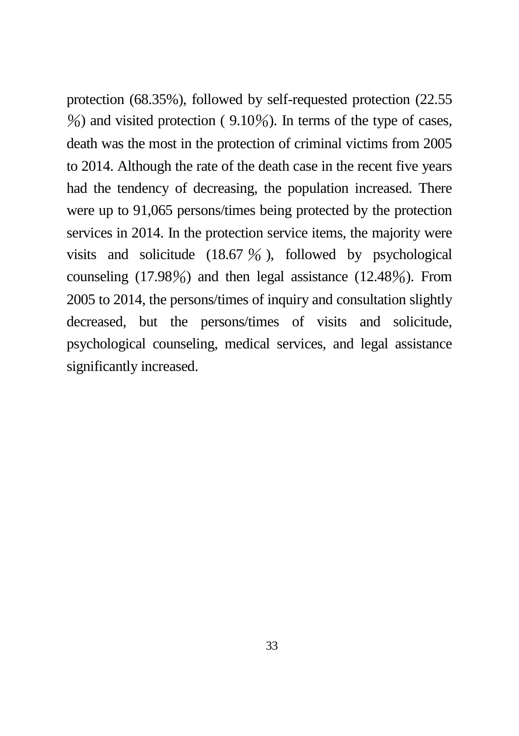protection (68.35%), followed by self-requested protection (22.55%) and visited protection ( 9.10%). In terms of the type of cases, death was the most in the protection of criminal victims from 2005 to 2014. Although the rate of the death case in the recent five years had the tendency of decreasing, the population increased. There were up to 91,065 persons/times being protected by the protection services in 2014. In the protection service items, the majority were visits and solicitude (18.67%), followed by psychological counseling (17.98%) and then legal assistance (12.48%). From 2005 to 2014, the persons/times of inquiry and consultation slightly decreased, but the persons/times of visits and solicitude, psychological counseling, medical services, and legal assistance significantly increased.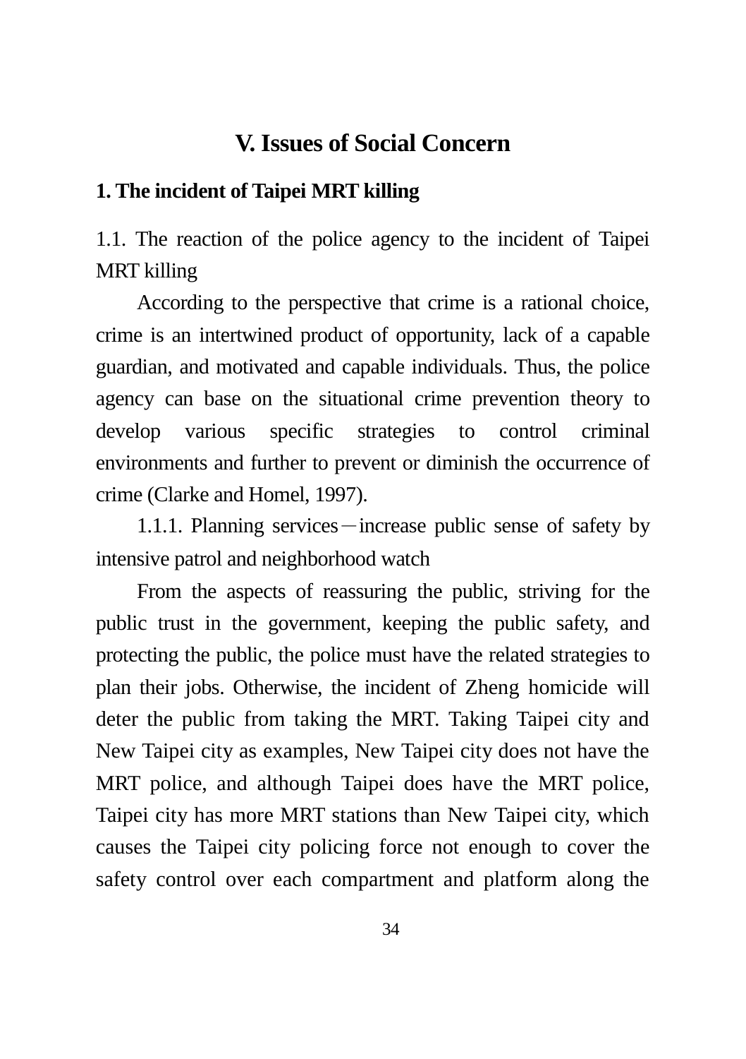# V. Issues of Social Concern

## 1. The incident of Taipei MRT killing

1.1. The reaction of the police agency to the incident of Taipei MRT killing

According to the perspective that crime is a rational choice, crime is an intertwined product of opportunity, lack of a capable guardian, and motivated and capable individuals. Thus, the police agency can base on the situational crime prevention theory to develop various specific strategies to control criminal environments and further to prevent or diminish the occurrence of crime (Clarke and Homel, 1997).

1.1.1. Planning services－increase public sense of safety by intensive patrol and neighborhood watch

From the aspects of reassuring the public, striving for the public trust in the government, keeping the public safety, and protecting the public, the police must have the related strategies to plan their jobs. Otherwise, the incident of Zheng homicide will deter the public from taking the MRT. Taking Taipei city and New Taipei city as examples, New Taipei city does not have the MRT police, and although Taipei does have the MRT police, Taipei city has more MRT stations than New Taipei city, which causes the Taipei city policing force not enough to cover the safety control over each compartment and platform along the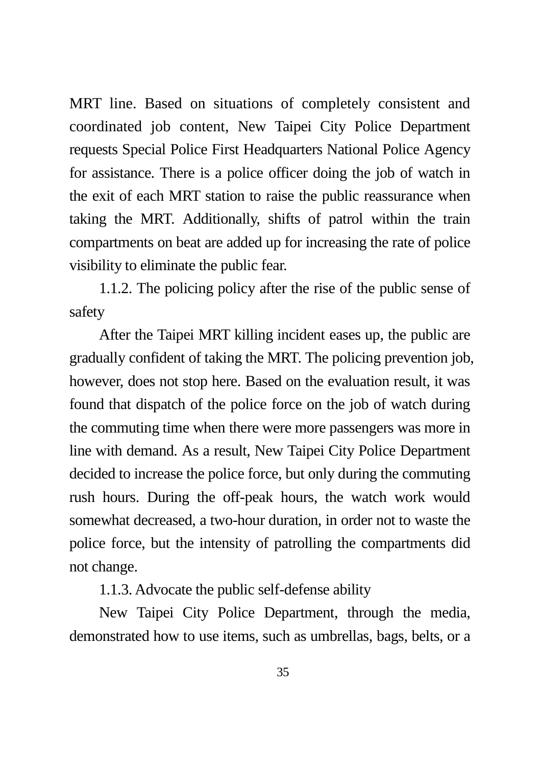MRT line. Based on situations of completely consistent and coordinated job content, New Taipei City Police Department requests Special Police First Headquarters National Police Agency for assistance. There is a police officer doing the job of watch in the exit of each MRT station to raise the public reassurance when taking the MRT. Additionally, shifts of patrol within the train compartments on beat are added up for increasing the rate of police visibility to eliminate the public fear.

#### 1.1.2. The policing policy after the rise of the public sense of safety

After the Taipei MRT killing incident eases up, the public are gradually confident of taking the MRT. The policing prevention job, however, does not stop here. Based on the evaluation result, it was found that dispatch of the police force on the job of watch during the commuting time when there were more passengers was more in line with demand. As a result, New Taipei City Police Department decided to increase the police force, but only during the commuting rush hours. During the off-peak hours, the watch work would somewhat decreased, a two-hour duration, in order not to waste the police force, but the intensity of patrolling the compartments did not change.

#### 1.1.3. Advocate the public self-defense ability

New Taipei City Police Department, through the media, demonstrated how to use items, such as umbrellas, bags, belts, or a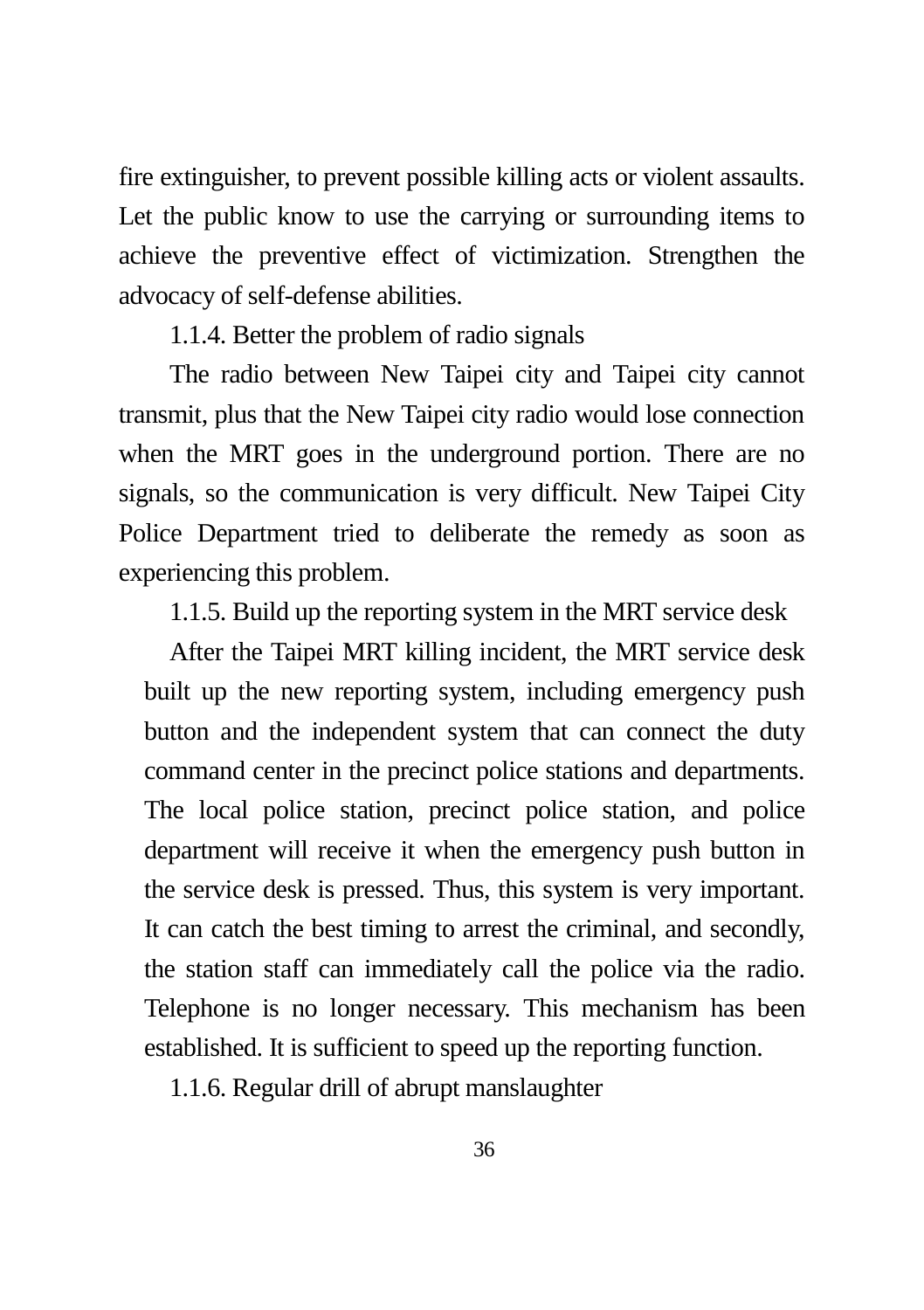fire extinguisher, to prevent possible killing acts or violent assaults. Let the public know to use the carrying or surrounding items to achieve the preventive effect of victimization. Strengthen the advocacy of self-defense abilities.

1.1.4. Better the problem of radio signals

The radio between New Taipei city and Taipei city cannot transmit, plus that the New Taipei city radio would lose connection when the MRT goes in the underground portion. There are no signals, so the communication is very difficult. New Taipei City Police Department tried to deliberate the remedy as soon as experiencing this problem.

1.1.5. Build up the reporting system in the MRT service desk

After the Taipei MRT killing incident, the MRT service desk built up the new reporting system, including emergency push button and the independent system that can connect the duty command center in the precinct police stations and departments. The local police station, precinct police station, and police department will receive it when the emergency push button in the service desk is pressed. Thus, this system is very important. It can catch the best timing to arrest the criminal, and secondly, the station staff can immediately call the police via the radio. Telephone is no longer necessary. This mechanism has been established. It is sufficient to speed up the reporting function.

1.1.6. Regular drill of abrupt manslaughter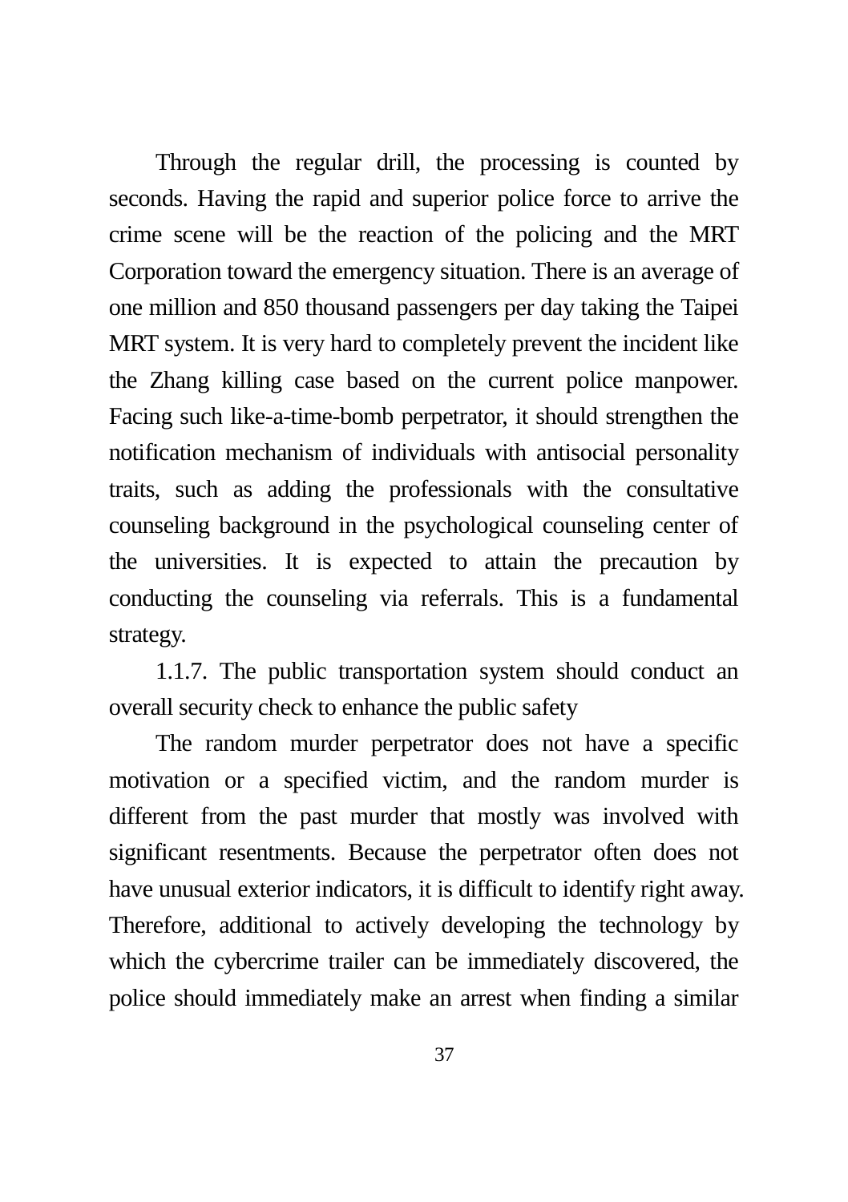Through the regular drill, the processing is counted by seconds. Having the rapid and superior police force to arrive the crime scene will be the reaction of the policing and the MRT Corporation toward the emergency situation. There is an average of one million and 850 thousand passengers per day taking the Taipei MRT system. It is very hard to completely prevent the incident like the Zhang killing case based on the current police manpower. Facing such like-a-time-bomb perpetrator, it should strengthen the notification mechanism of individuals with antisocial personality traits, such as adding the professionals with the consultative counseling background in the psychological counseling center of the universities. It is expected to attain the precaution by conducting the counseling via referrals. This is a fundamental strategy.

#### 1.1.7. The public transportation system should conduct an overall security check to enhance the public safety

The random murder perpetrator does not have a specific motivation or a specified victim, and the random murder is different from the past murder that mostly was involved with significant resentments. Because the perpetrator often does not have unusual exterior indicators, it is difficult to identify right away. Therefore, additional to actively developing the technology by which the cybercrime trailer can be immediately discovered, the police should immediately make an arrest when finding a similar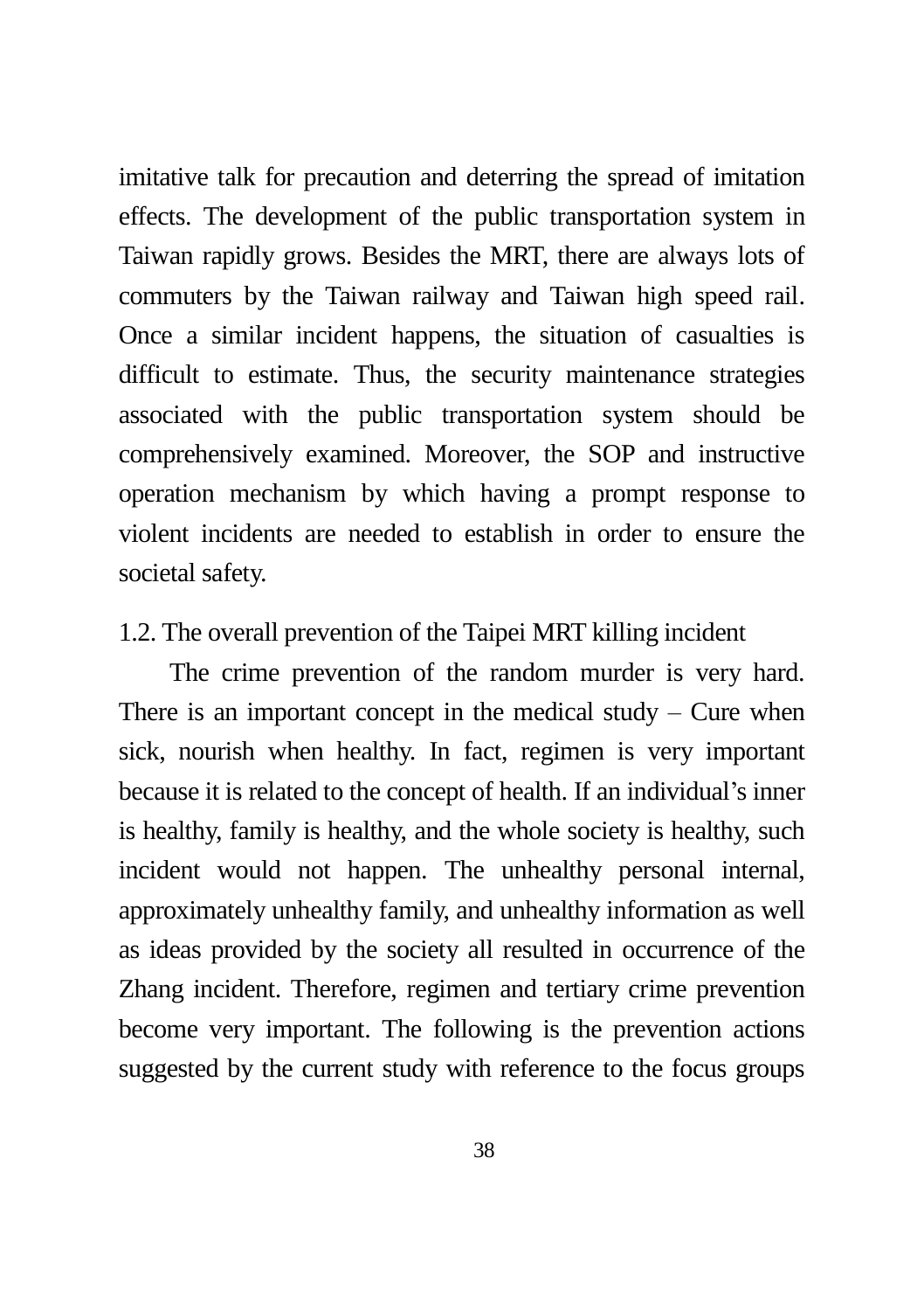imitative talk for precaution and deterring the spread of imitation effects. The development of the public transportation system in Taiwan rapidly grows. Besides the MRT, there are always lots of commuters by the Taiwan railway and Taiwan high speed rail. Once a similar incident happens, the situation of casualties is difficult to estimate. Thus, the security maintenance strategies associated with the public transportation system should be comprehensively examined. Moreover, the SOP and instructive operation mechanism by which having a prompt response to violent incidents are needed to establish in order to ensure the societal safety.

### 1.2. The overall prevention of the Taipei MRT killing incident

The crime prevention of the random murder is very hard. There is an important concept in the medical study – Cure when sick, nourish when healthy. In fact, regimen is very important because it is related to the concept of health. If an individual's inner is healthy, family is healthy, and the whole society is healthy, such incident would not happen. The unhealthy personal internal, approximately unhealthy family, and unhealthy information as well as ideas provided by the society all resulted in occurrence of the Zhang incident. Therefore, regimen and tertiary crime prevention become very important. The following is the prevention actions suggested by the current study with reference to the focus groups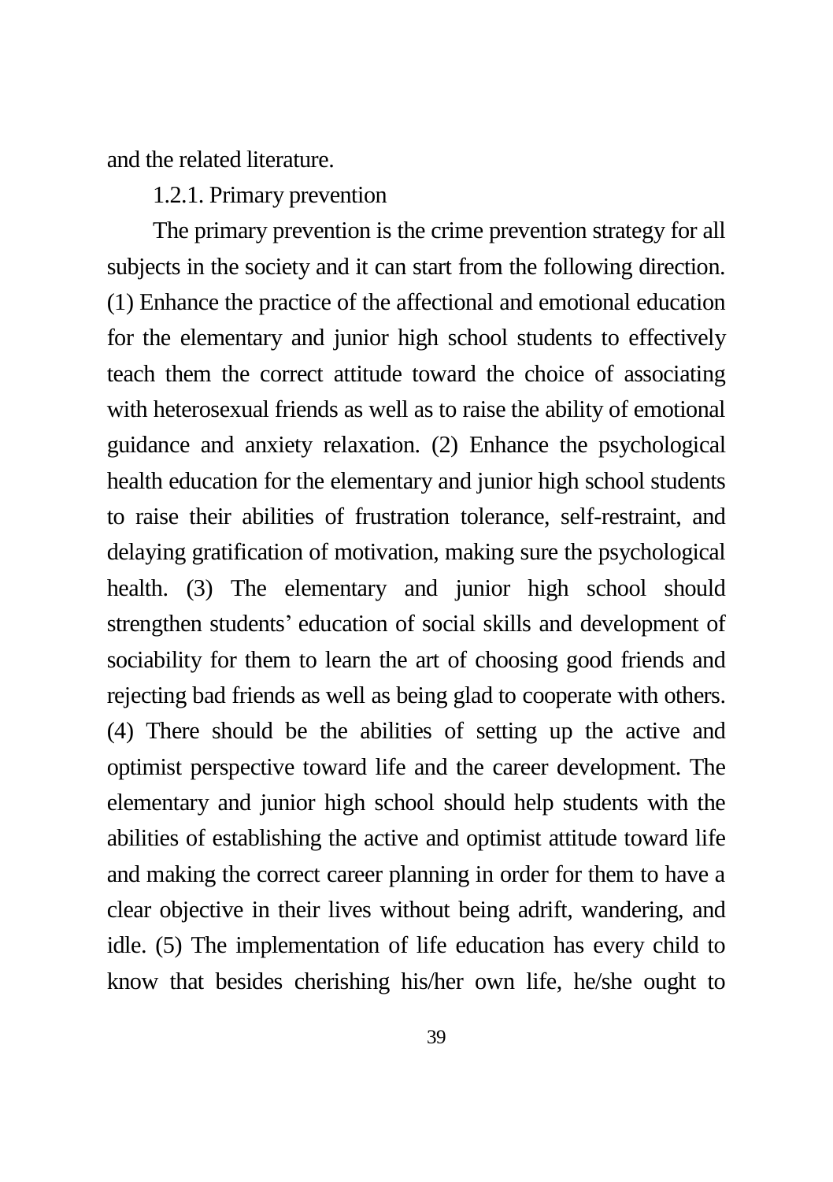and the related literature.

### 1.2.1. Primary prevention

The primary prevention is the crime prevention strategy for all subjects in the society and it can start from the following direction. (1) Enhance the practice of the affectional and emotional education for the elementary and junior high school students to effectively teach them the correct attitude toward the choice of associating with heterosexual friends as well as to raise the ability of emotional guidance and anxiety relaxation. (2) Enhance the psychological health education for the elementary and junior high school students to raise their abilities of frustration tolerance, self-restraint, and delaying gratification of motivation, making sure the psychological health. (3) The elementary and junior high school should strengthen students' education of social skills and development of sociability for them to learn the art of choosing good friends and rejecting bad friends as well as being glad to cooperate with others. (4) There should be the abilities of setting up the active and optimist perspective toward life and the career development. The elementary and junior high school should help students with the abilities of establishing the active and optimist attitude toward life and making the correct career planning in order for them to have a clear objective in their lives without being adrift, wandering, and idle. (5) The implementation of life education has every child to know that besides cherishing his/her own life, he/she ought to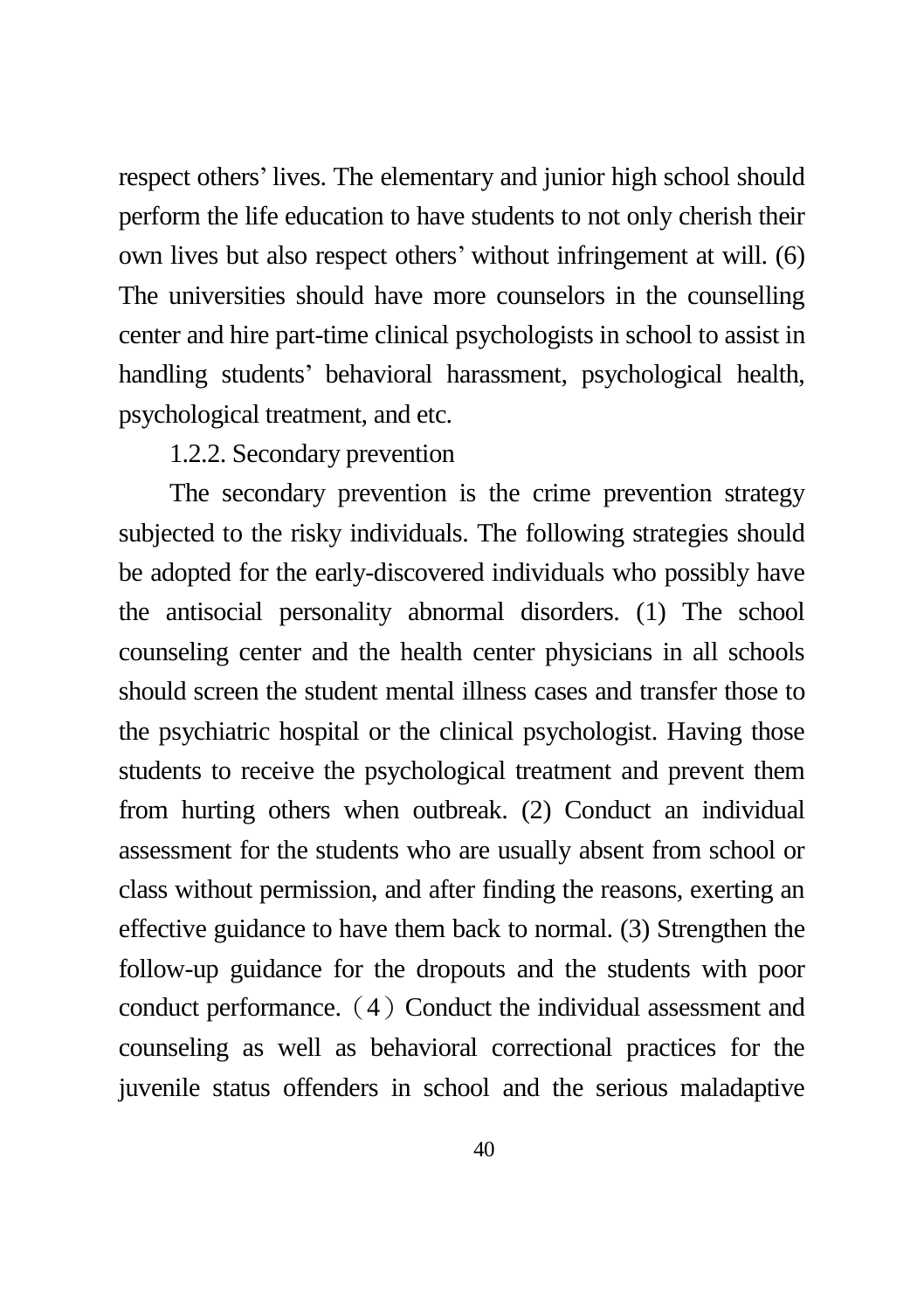respect others' lives. The elementary and junior high school should perform the life education to have students to not only cherish their own lives but also respect others' without infringement at will. (6) The universities should have more counselors in the counselling center and hire part-time clinical psychologists in school to assist in handling students' behavioral harassment, psychological health, psychological treatment, and etc.

### 1.2.2. Secondary prevention

The secondary prevention is the crime prevention strategy subjected to the risky individuals. The following strategies should be adopted for the early-discovered individuals who possibly have the antisocial personality abnormal disorders. (1) The school counseling center and the health center physicians in all schools should screen the student mental illness cases and transfer those to the psychiatric hospital or the clinical psychologist. Having those students to receive the psychological treatment and prevent them from hurting others when outbreak. (2) Conduct an individual assessment for the students who are usually absent from school or class without permission, and after finding the reasons, exerting an effective guidance to have them back to normal. (3) Strengthen the follow-up guidance for the dropouts and the students with poor conduct performance. （4）Conduct the individual assessment and counseling as well as behavioral correctional practices for the juvenile status offenders in school and the serious maladaptive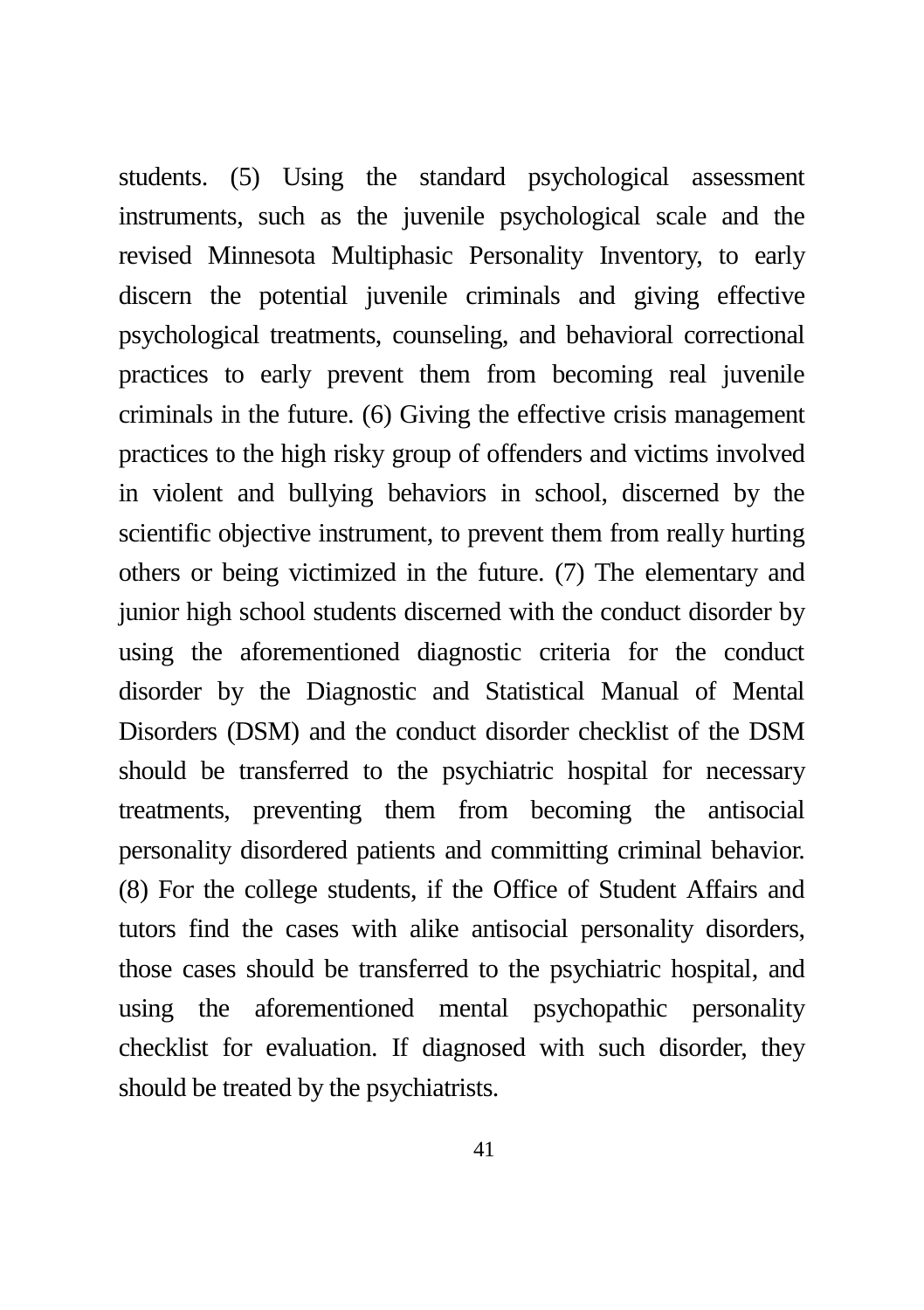students. (5) Using the standard psychological assessment instruments, such as the juvenile psychological scale and the revised Minnesota Multiphasic Personality Inventory, to early discern the potential juvenile criminals and giving effective psychological treatments, counseling, and behavioral correctional practices to early prevent them from becoming real juvenile criminals in the future. (6) Giving the effective crisis management practices to the high risky group of offenders and victims involved in violent and bullying behaviors in school, discerned by the scientific objective instrument, to prevent them from really hurting others or being victimized in the future. (7) The elementary and junior high school students discerned with the conduct disorder by using the aforementioned diagnostic criteria for the conduct disorder by the Diagnostic and Statistical Manual of Mental Disorders (DSM) and the conduct disorder checklist of the DSM should be transferred to the psychiatric hospital for necessary treatments, preventing them from becoming the antisocial personality disordered patients and committing criminal behavior. (8) For the college students, if the Office of Student Affairs and tutors find the cases with alike antisocial personality disorders, those cases should be transferred to the psychiatric hospital, and using the aforementioned mental psychopathic personality checklist for evaluation. If diagnosed with such disorder, they should be treated by the psychiatrists.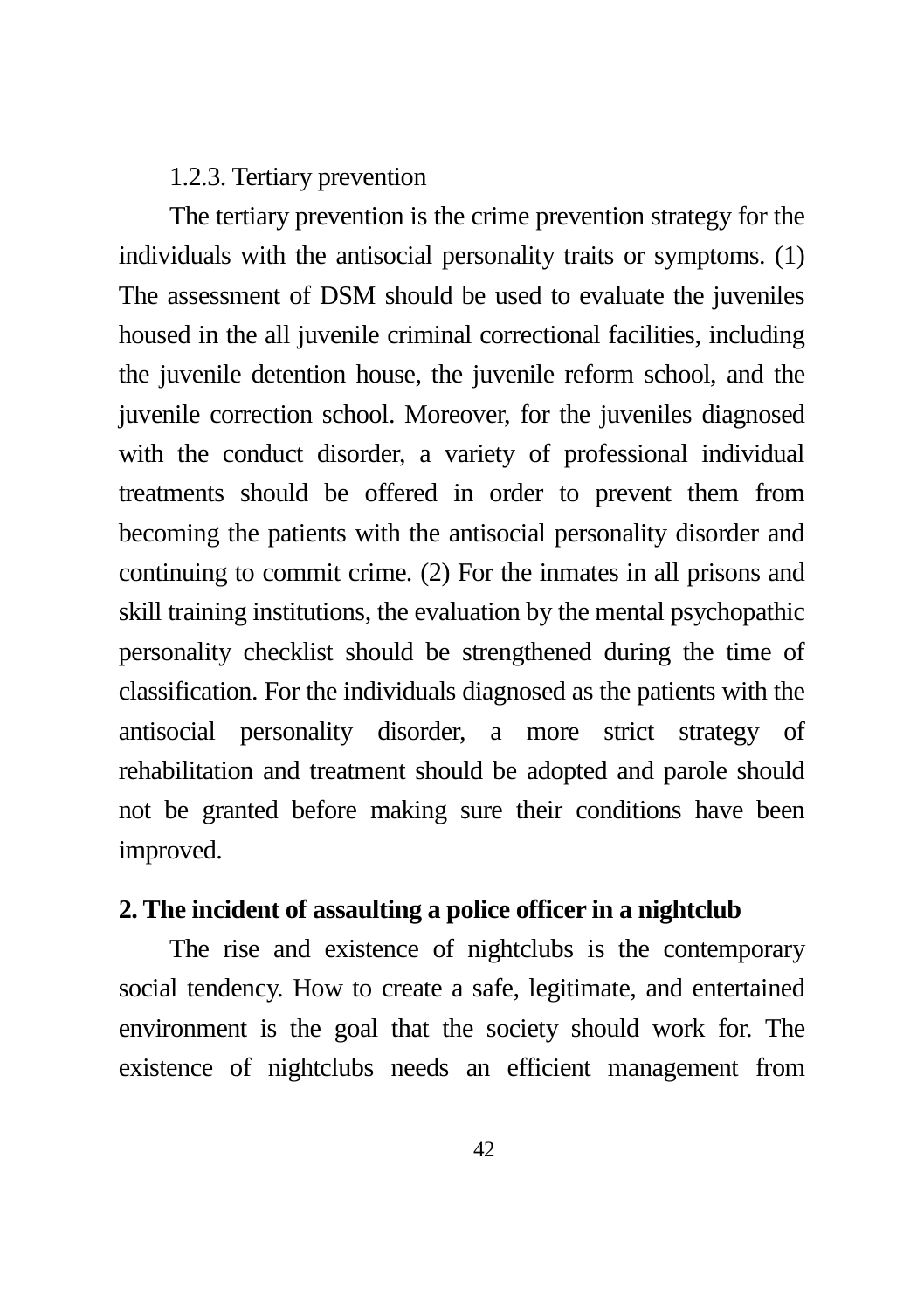#### 1.2.3. Tertiary prevention

The tertiary prevention is the crime prevention strategy for the individuals with the antisocial personality traits or symptoms. (1) The assessment of DSM should be used to evaluate the juveniles housed in the all juvenile criminal correctional facilities, including the juvenile detention house, the juvenile reform school, and the juvenile correction school. Moreover, for the juveniles diagnosed with the conduct disorder, a variety of professional individual treatments should be offered in order to prevent them from becoming the patients with the antisocial personality disorder and continuing to commit crime. (2) For the inmates in all prisons and skill training institutions, the evaluation by the mental psychopathic personality checklist should be strengthened during the time of classification. For the individuals diagnosed as the patients with the antisocial personality disorder, a more strict strategy of rehabilitation and treatment should be adopted and parole should not be granted before making sure their conditions have been improved.

## 2. The incident of assaulting a police officer in a nightclub

The rise and existence of nightclubs is the contemporary social tendency. How to create a safe, legitimate, and entertained environment is the goal that the society should work for. The existence of nightclubs needs an efficient management from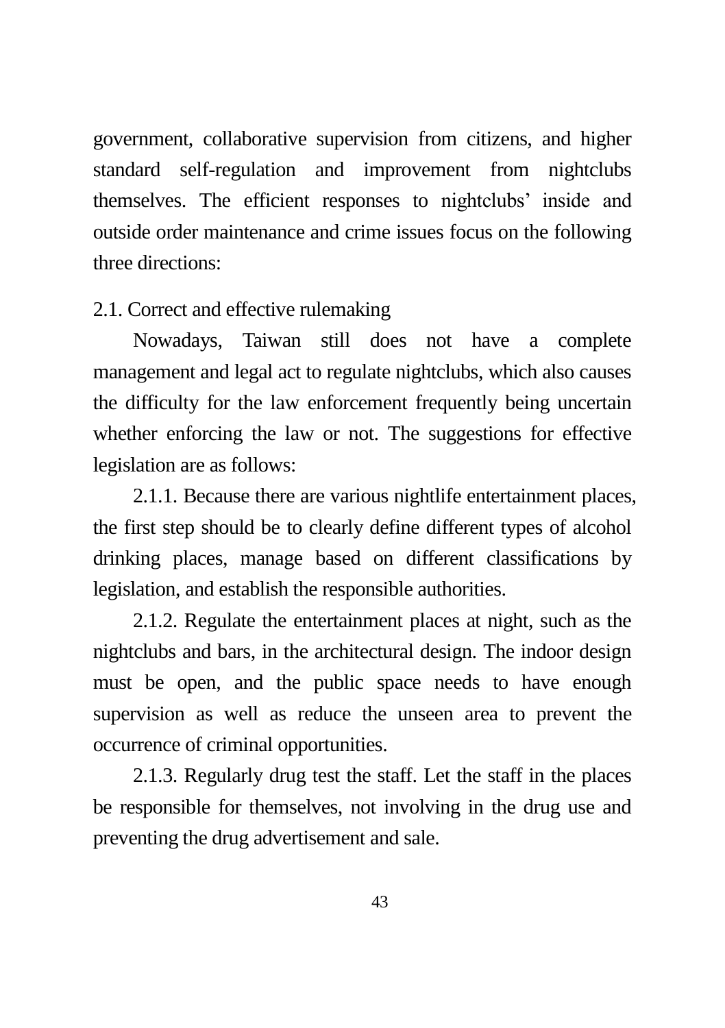government, collaborative supervision from citizens, and higher standard self-regulation and improvement from nightclubs themselves. The efficient responses to nightclubs' inside and outside order maintenance and crime issues focus on the following three directions:

### 2.1. Correct and effective rulemaking

Nowadays, Taiwan still does not have a complete management and legal act to regulate nightclubs, which also causes the difficulty for the law enforcement frequently being uncertain whether enforcing the law or not. The suggestions for effective legislation are as follows:

2.1.1. Because there are various nightlife entertainment places, the first step should be to clearly define different types of alcohol drinking places, manage based on different classifications by legislation, and establish the responsible authorities.

2.1.2. Regulate the entertainment places at night, such as the nightclubs and bars, in the architectural design. The indoor design must be open, and the public space needs to have enough supervision as well as reduce the unseen area to prevent the occurrence of criminal opportunities.

2.1.3. Regularly drug test the staff. Let the staff in the places be responsible for themselves, not involving in the drug use and preventing the drug advertisement and sale.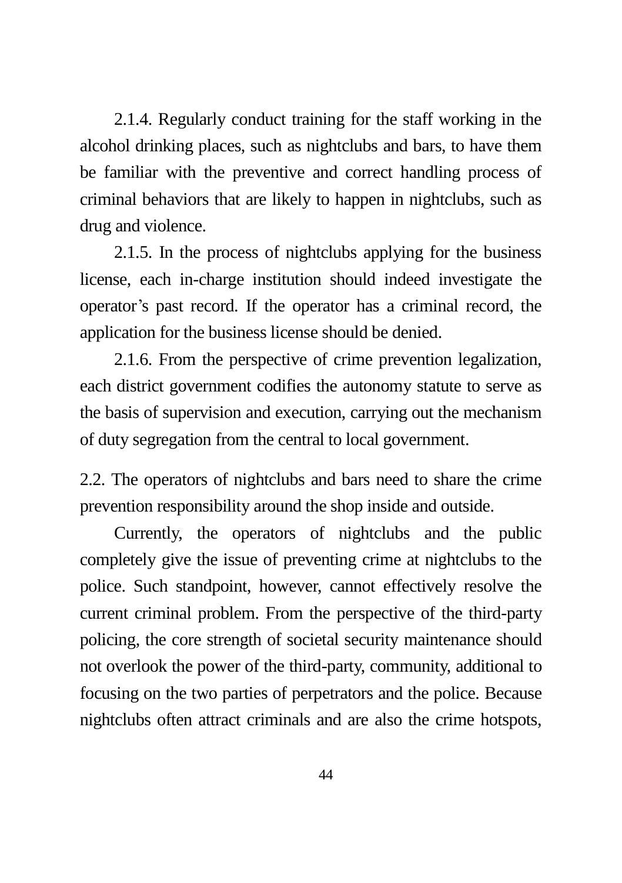2.1.4. Regularly conduct training for the staff working in the alcohol drinking places, such as nightclubs and bars, to have them be familiar with the preventive and correct handling process of criminal behaviors that are likely to happen in nightclubs, such as drug and violence.

2.1.5. In the process of nightclubs applying for the business license, each in-charge institution should indeed investigate the operator's past record. If the operator has a criminal record, the application for the business license should be denied.

2.1.6. From the perspective of crime prevention legalization, each district government codifies the autonomy statute to serve as the basis of supervision and execution, carrying out the mechanism of duty segregation from the central to local government.

2.2. The operators of nightclubs and bars need to share the crime prevention responsibility around the shop inside and outside.

Currently, the operators of nightclubs and the public completely give the issue of preventing crime at nightclubs to the police. Such standpoint, however, cannot effectively resolve the current criminal problem. From the perspective of the third-party policing, the core strength of societal security maintenance should not overlook the power of the third-party, community, additional to focusing on the two parties of perpetrators and the police. Because nightclubs often attract criminals and are also the crime hotspots,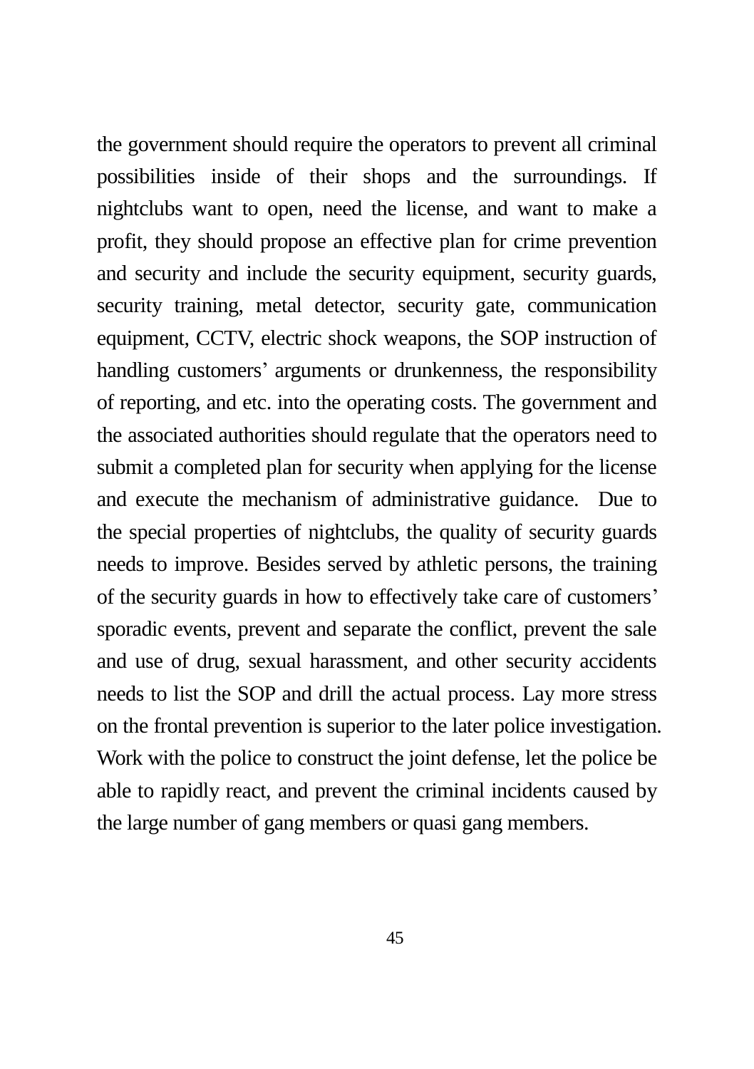the government should require the operators to prevent all criminal possibilities inside of their shops and the surroundings. If nightclubs want to open, need the license, and want to make a profit, they should propose an effective plan for crime prevention and security and include the security equipment, security guards, security training, metal detector, security gate, communication equipment, CCTV, electric shock weapons, the SOP instruction of handling customers' arguments or drunkenness, the responsibility of reporting, and etc. into the operating costs. The government and the associated authorities should regulate that the operators need to submit a completed plan for security when applying for the license and execute the mechanism of administrative guidance. Due to the special properties of nightclubs, the quality of security guards needs to improve. Besides served by athletic persons, the training of the security guards in how to effectively take care of customers' sporadic events, prevent and separate the conflict, prevent the sale and use of drug, sexual harassment, and other security accidents needs to list the SOP and drill the actual process. Lay more stress on the frontal prevention is superior to the later police investigation. Work with the police to construct the joint defense, let the police be able to rapidly react, and prevent the criminal incidents caused by the large number of gang members or quasi gang members.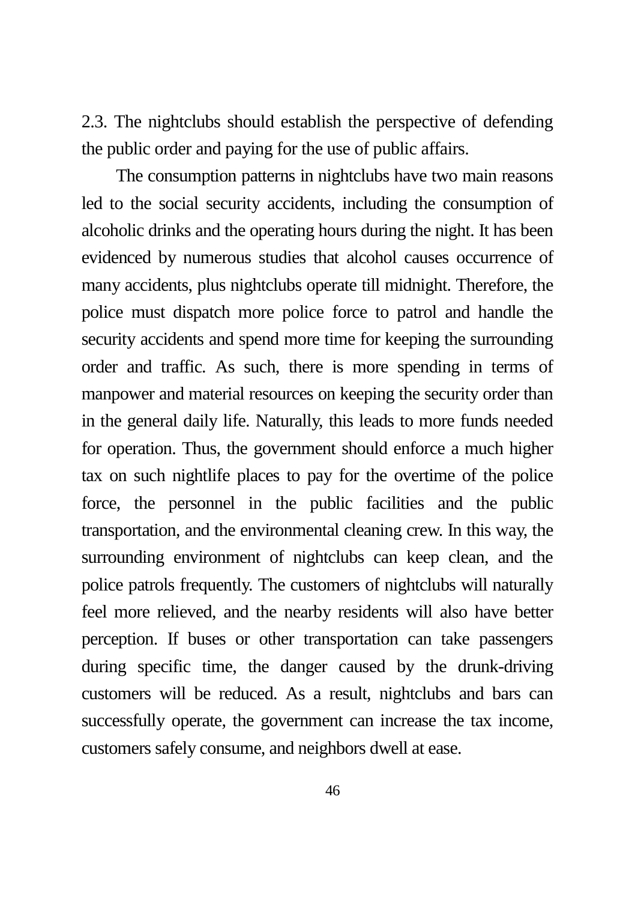### 2.3. The nightclubs should establish the perspective of defending the public order and paying for the use of public affairs.

The consumption patterns in nightclubs have two main reasons led to the social security accidents, including the consumption of alcoholic drinks and the operating hours during the night. It has been evidenced by numerous studies that alcohol causes occurrence of many accidents, plus nightclubs operate till midnight. Therefore, the police must dispatch more police force to patrol and handle the security accidents and spend more time for keeping the surrounding order and traffic. As such, there is more spending in terms of manpower and material resources on keeping the security order than in the general daily life. Naturally, this leads to more funds needed for operation. Thus, the government should enforce a much higher tax on such nightlife places to pay for the overtime of the police force, the personnel in the public facilities and the public transportation, and the environmental cleaning crew. In this way, the surrounding environment of nightclubs can keep clean, and the police patrols frequently. The customers of nightclubs will naturally feel more relieved, and the nearby residents will also have better perception. If buses or other transportation can take passengers during specific time, the danger caused by the drunk-driving customers will be reduced. As a result, nightclubs and bars can successfully operate, the government can increase the tax income, customers safely consume, and neighbors dwell at ease.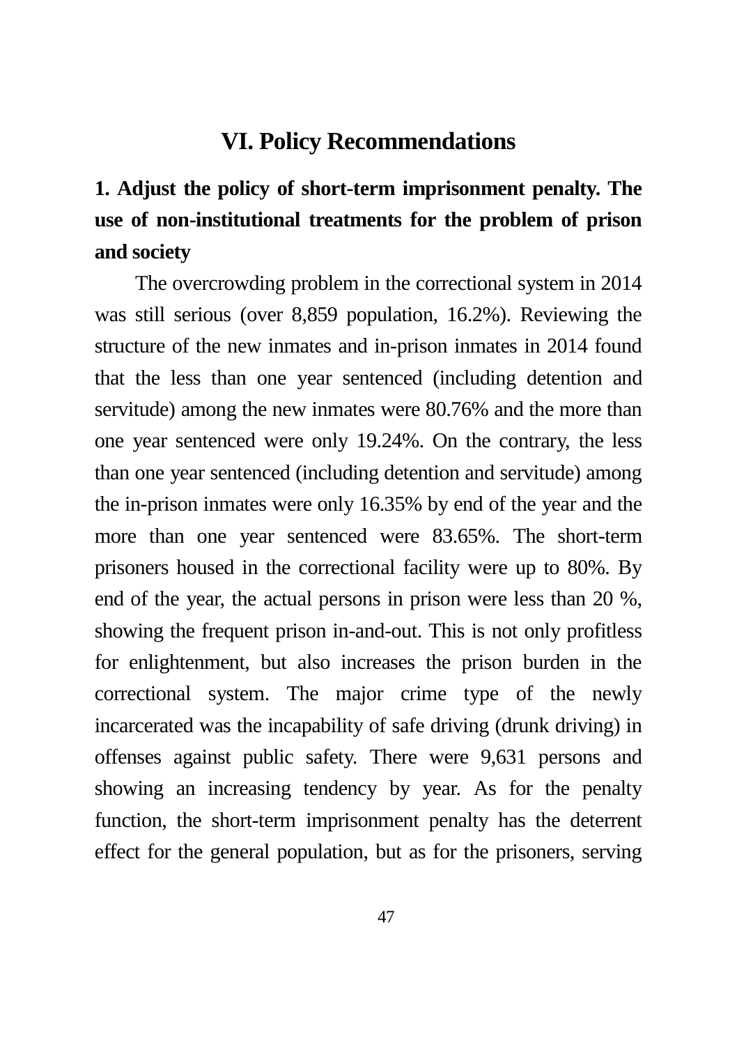# VI. Policy Recommendations

## 1. Adjust the policy of short-term imprisonment penalty. The use of non-institutional treatments for the problem of prison and society

The overcrowding problem in the correctional system in 2014 was still serious (over 8,859 population, 16.2%). Reviewing the structure of the new inmates and in-prison inmates in 2014 found that the less than one year sentenced (including detention and servitude) among the new inmates were 80.76% and the more than one year sentenced were only 19.24%. On the contrary, the less than one year sentenced (including detention and servitude) among the in-prison inmates were only 16.35% by end of the year and the more than one year sentenced were 83.65%. The short-term prisoners housed in the correctional facility were up to 80%. By end of the year, the actual persons in prison were less than 20 %, showing the frequent prison in-and-out. This is not only profitless for enlightenment, but also increases the prison burden in the correctional system. The major crime type of the newly incarcerated was the incapability of safe driving (drunk driving) in offenses against public safety. There were 9,631 persons and showing an increasing tendency by year. As for the penalty function, the short-term imprisonment penalty has the deterrent effect for the general population, but as for the prisoners, serving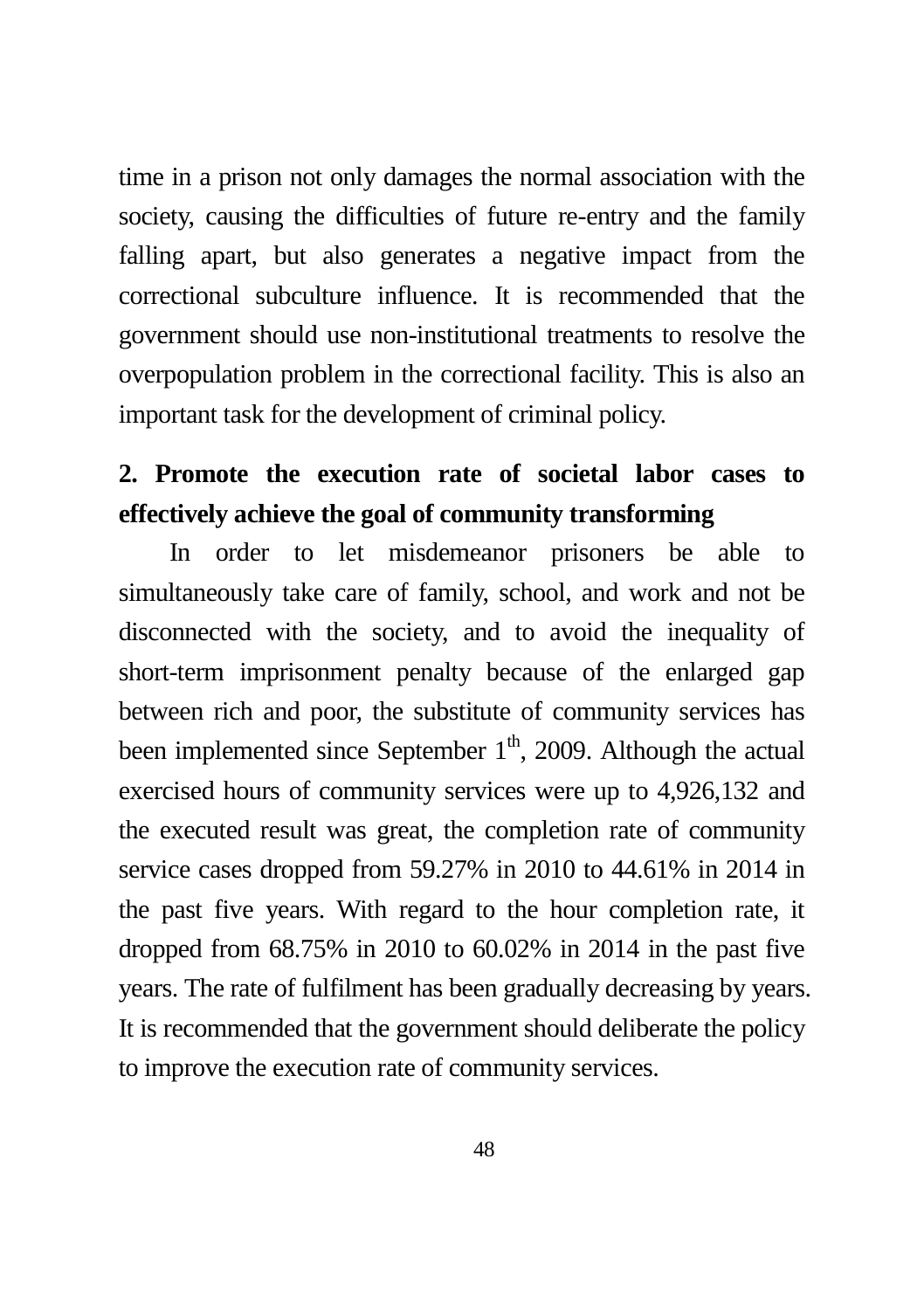time in a prison not only damages the normal association with the society, causing the difficulties of future re-entry and the family falling apart, but also generates a negative impact from the correctional subculture influence. It is recommended that the government should use non-institutional treatments to resolve the overpopulation problem in the correctional facility. This is also an important task for the development of criminal policy.

## 2. Promote the execution rate of societal labor cases to effectively achieve the goal of community transforming

In order to let misdemeanor prisoners be able to simultaneously take care of family, school, and work and not be disconnected with the society, and to avoid the inequality of short-term imprisonment penalty because of the enlarged gap between rich and poor, the substitute of community services has been implemented since September 1th, 2009. Although the actual exercised hours of community services were up to 4,926,132 and the executed result was great, the completion rate of community service cases dropped from 59.27% in 2010 to 44.61% in 2014 in the past five years. With regard to the hour completion rate, it dropped from 68.75% in 2010 to 60.02% in 2014 in the past five years. The rate of fulfilment has been gradually decreasing by years. It is recommended that the government should deliberate the policy to improve the execution rate of community services.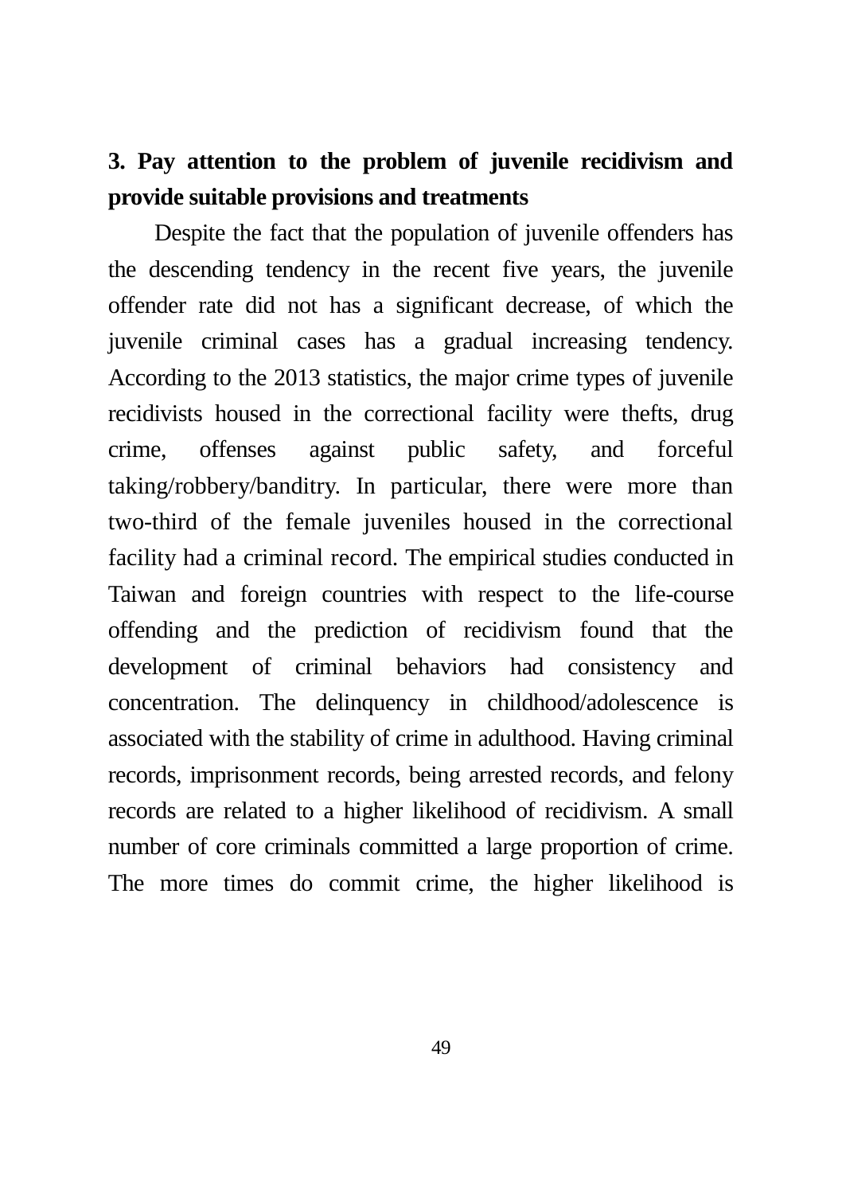**3. Pay attention to the problem of juvenile recidivism and provide suitable provisions and treatments**

Despite the fact that the population of juvenile offenders has the descending tendency in the recent five years, the juvenile offender rate did not has a significant decrease, of which the juvenile criminal cases has a gradual increasing tendency. According to the 2013 statistics, the major crime types of juvenile recidivists housed in the correctional facility were thefts, drug crime, offenses against public safety, and forceful taking/robbery/banditry. In particular, there were more than two-third of the female juveniles housed in the correctional facility had a criminal record. The empirical studies conducted in Taiwan and foreign countries with respect to the life-course offending and the prediction of recidivism found that the development of criminal behaviors had consistency and concentration. The delinquency in childhood/adolescence is associated with the stability of crime in adulthood. Having criminal records, imprisonment records, being arrested records, and felony records are related to a higher likelihood of recidivism. A small number of core criminals committed a large proportion of crime. The more times do commit crime, the higher likelihood is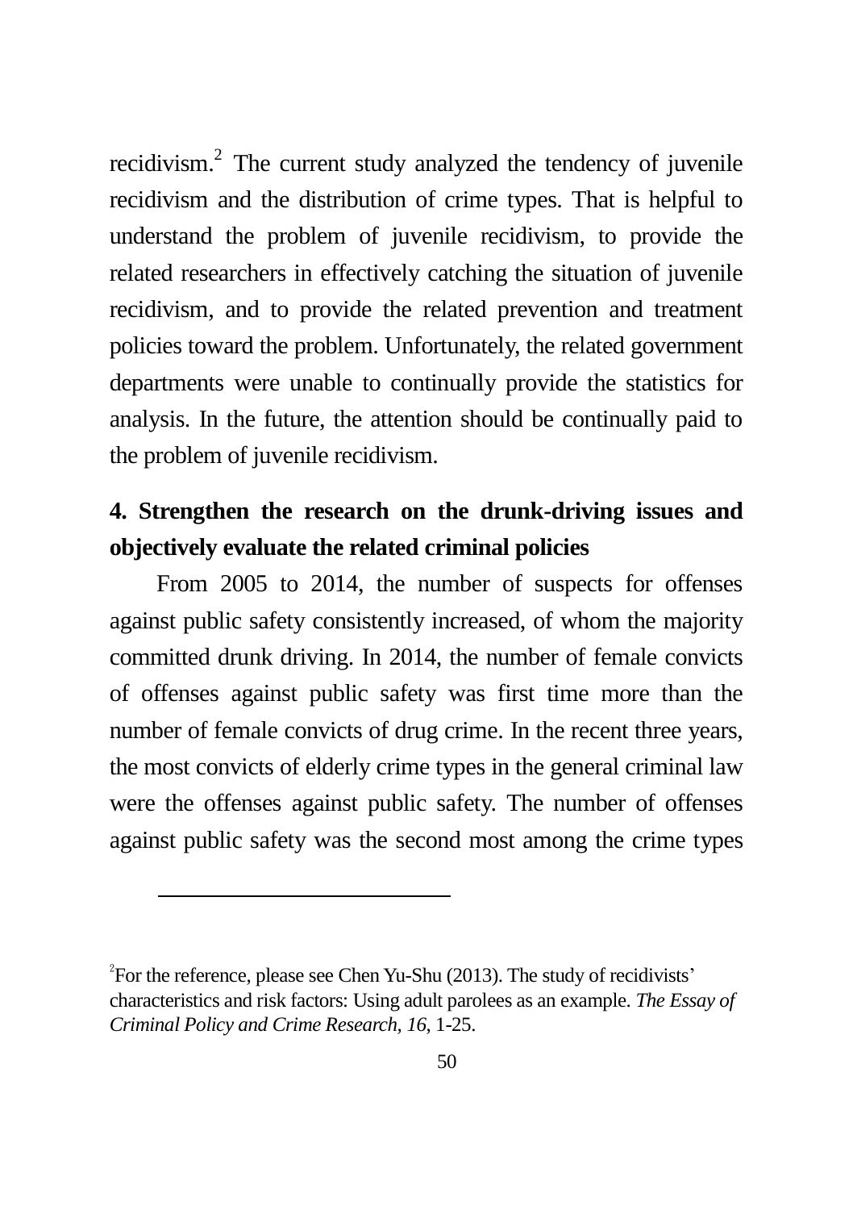recidivism.[2] The current study analyzed the tendency of juvenile recidivism and the distribution of crime types. That is helpful to understand the problem of juvenile recidivism, to provide the related researchers in effectively catching the situation of juvenile recidivism, and to provide the related prevention and treatment policies toward the problem. Unfortunately, the related government departments were unable to continually provide the statistics for analysis. In the future, the attention should be continually paid to the problem of juvenile recidivism.

**4. Strengthen the research on the drunk-driving issues and objectively evaluate the related criminal policies**

From 2005 to 2014, the number of suspects for offenses against public safety consistently increased, of whom the majority committed drunk driving. In 2014, the number of female convicts of offenses against public safety was first time more than the number of female convicts of drug crime. In the recent three years, the most convicts of elderly crime types in the general criminal law were the offenses against public safety. The number of offenses against public safety was the second most among the crime types

---

[2] For the reference, please see Chen Yu-Shu (2013). The study of recidivists' characteristics and risk factors: Using adult parolees as an example. *The Essay of Criminal Policy and Crime Research, 16*, 1-25.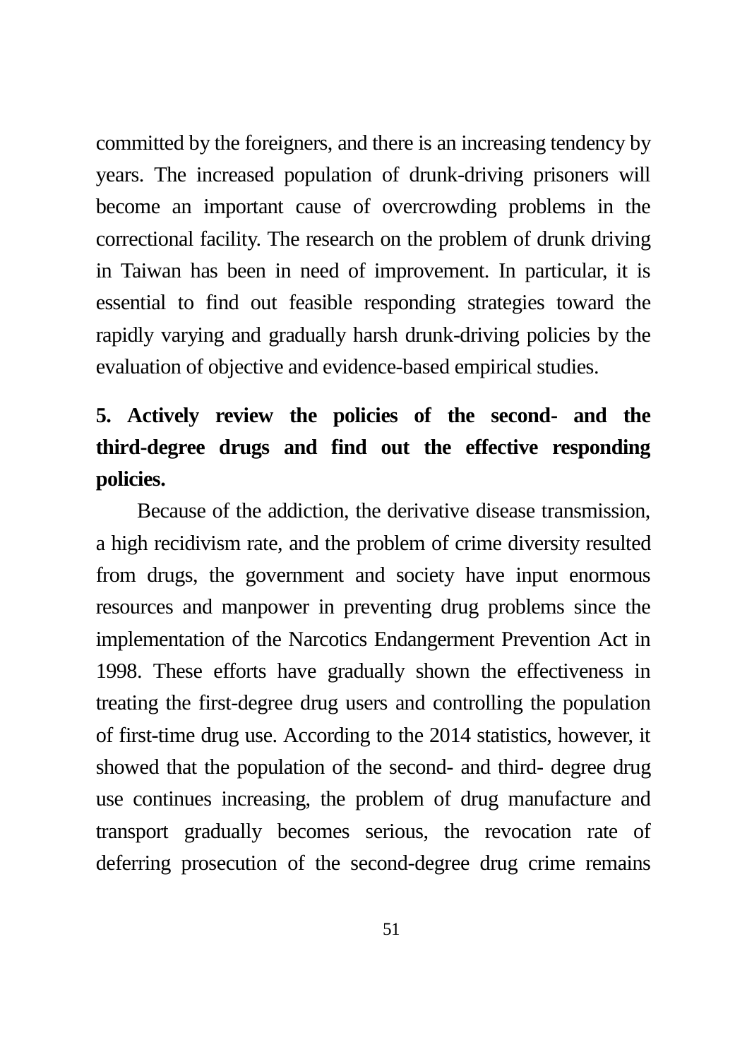committed by the foreigners, and there is an increasing tendency by years. The increased population of drunk-driving prisoners will become an important cause of overcrowding problems in the correctional facility. The research on the problem of drunk driving in Taiwan has been in need of improvement. In particular, it is essential to find out feasible responding strategies toward the rapidly varying and gradually harsh drunk-driving policies by the evaluation of objective and evidence-based empirical studies.

**5. Actively review the policies of the second- and the third-degree drugs and find out the effective responding policies.**

Because of the addiction, the derivative disease transmission, a high recidivism rate, and the problem of crime diversity resulted from drugs, the government and society have input enormous resources and manpower in preventing drug problems since the implementation of the Narcotics Endangerment Prevention Act in 1998. These efforts have gradually shown the effectiveness in treating the first-degree drug users and controlling the population of first-time drug use. According to the 2014 statistics, however, it showed that the population of the second- and third- degree drug use continues increasing, the problem of drug manufacture and transport gradually becomes serious, the revocation rate of deferring prosecution of the second-degree drug crime remains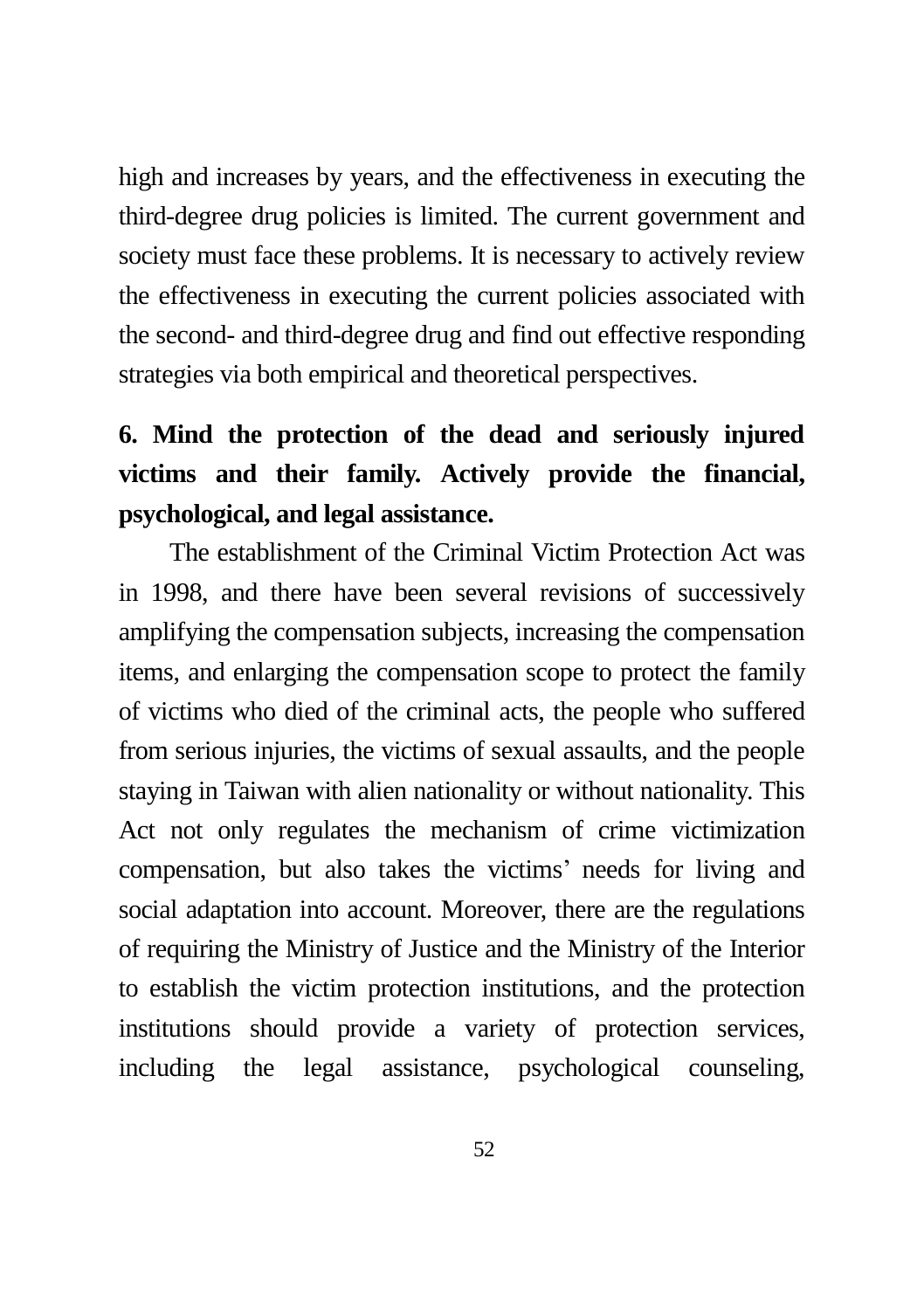high and increases by years, and the effectiveness in executing the third-degree drug policies is limited. The current government and society must face these problems. It is necessary to actively review the effectiveness in executing the current policies associated with the second- and third-degree drug and find out effective responding strategies via both empirical and theoretical perspectives.

### 6. Mind the protection of the dead and seriously injured victims and their family. Actively provide the financial, psychological, and legal assistance.

The establishment of the Criminal Victim Protection Act was in 1998, and there have been several revisions of successively amplifying the compensation subjects, increasing the compensation items, and enlarging the compensation scope to protect the family of victims who died of the criminal acts, the people who suffered from serious injuries, the victims of sexual assaults, and the people staying in Taiwan with alien nationality or without nationality. This Act not only regulates the mechanism of crime victimization compensation, but also takes the victims' needs for living and social adaptation into account. Moreover, there are the regulations of requiring the Ministry of Justice and the Ministry of the Interior to establish the victim protection institutions, and the protection institutions should provide a variety of protection services, including the legal assistance, psychological counseling,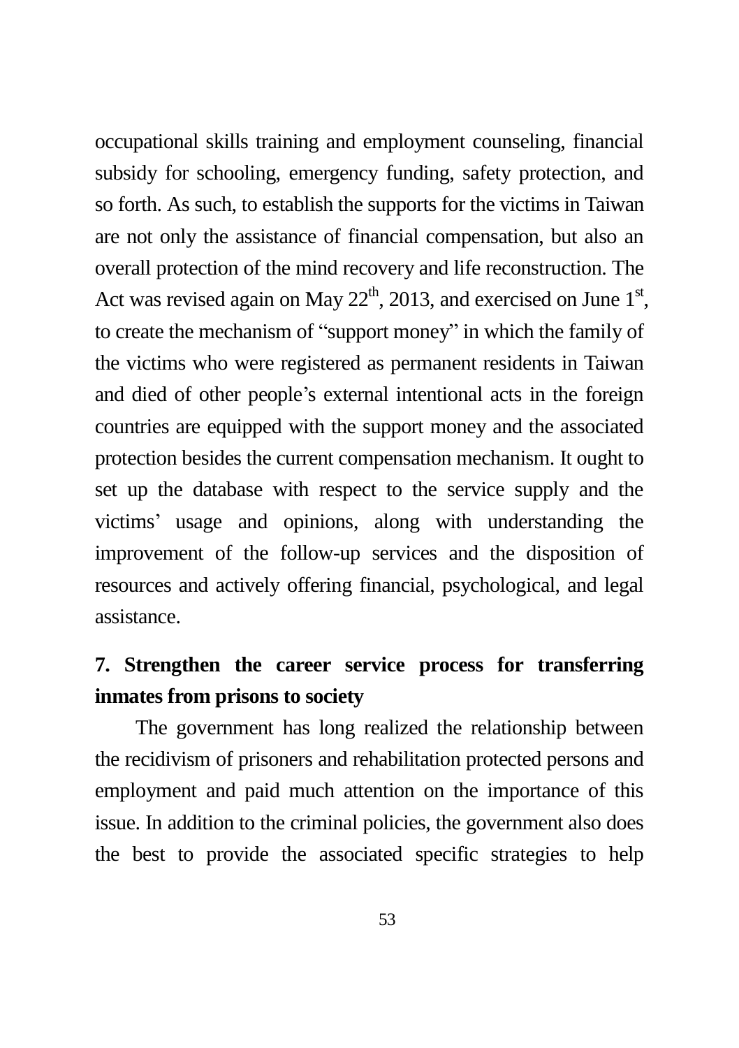occupational skills training and employment counseling, financial subsidy for schooling, emergency funding, safety protection, and so forth. As such, to establish the supports for the victims in Taiwan are not only the assistance of financial compensation, but also an overall protection of the mind recovery and life reconstruction. The Act was revised again on May 22$^{th}$, 2013, and exercised on June 1$^{st}$, to create the mechanism of "support money" in which the family of the victims who were registered as permanent residents in Taiwan and died of other people's external intentional acts in the foreign countries are equipped with the support money and the associated protection besides the current compensation mechanism. It ought to set up the database with respect to the service supply and the victims' usage and opinions, along with understanding the improvement of the follow-up services and the disposition of resources and actively offering financial, psychological, and legal assistance.

### 7. Strengthen the career service process for transferring inmates from prisons to society

The government has long realized the relationship between the recidivism of prisoners and rehabilitation protected persons and employment and paid much attention on the importance of this issue. In addition to the criminal policies, the government also does the best to provide the associated specific strategies to help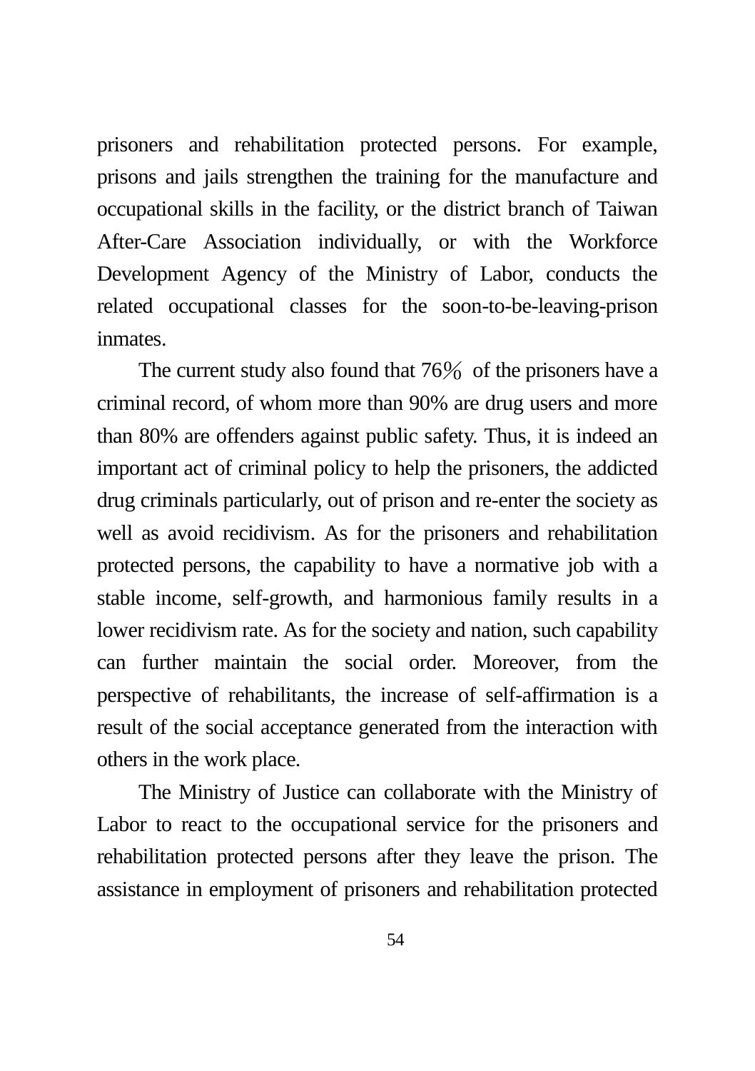prisoners and rehabilitation protected persons. For example, prisons and jails strengthen the training for the manufacture and occupational skills in the facility, or the district branch of Taiwan After-Care Association individually, or with the Workforce Development Agency of the Ministry of Labor, conducts the related occupational classes for the soon-to-be-leaving-prison inmates.

The current study also found that 76％ of the prisoners have a criminal record, of whom more than 90% are drug users and more than 80% are offenders against public safety. Thus, it is indeed an important act of criminal policy to help the prisoners, the addicted drug criminals particularly, out of prison and re-enter the society as well as avoid recidivism. As for the prisoners and rehabilitation protected persons, the capability to have a normative job with a stable income, self-growth, and harmonious family results in a lower recidivism rate. As for the society and nation, such capability can further maintain the social order. Moreover, from the perspective of rehabilitants, the increase of self-affirmation is a result of the social acceptance generated from the interaction with others in the work place.

The Ministry of Justice can collaborate with the Ministry of Labor to react to the occupational service for the prisoners and rehabilitation protected persons after they leave the prison. The assistance in employment of prisoners and rehabilitation protected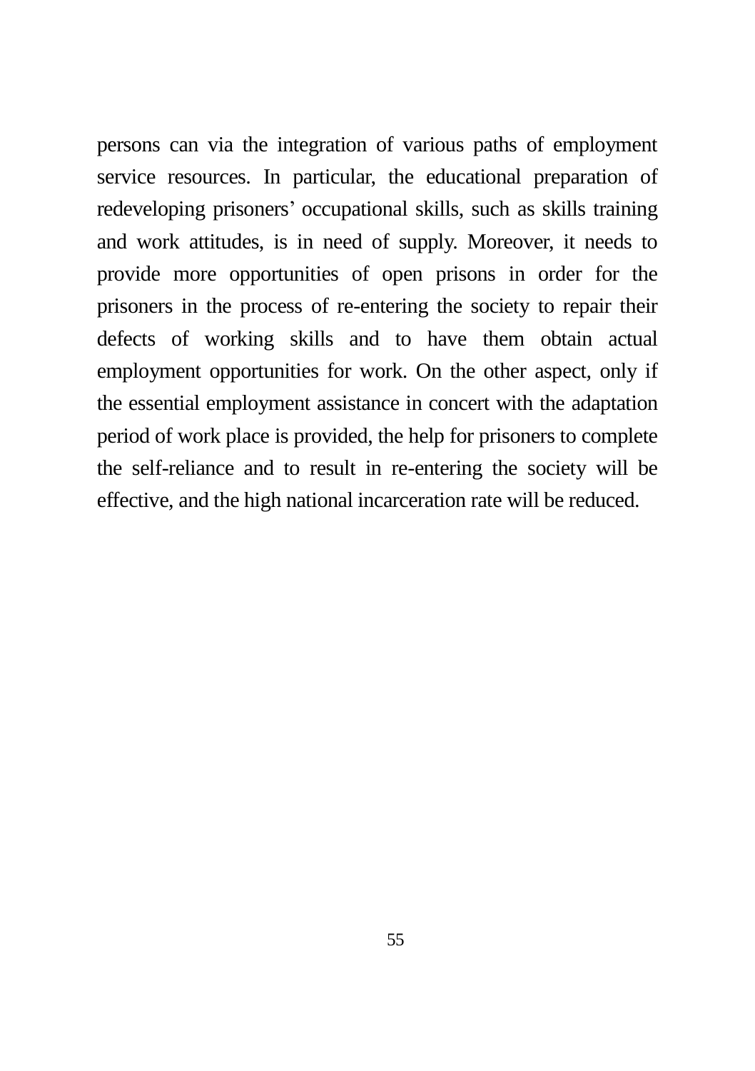persons can via the integration of various paths of employment service resources. In particular, the educational preparation of redeveloping prisoners' occupational skills, such as skills training and work attitudes, is in need of supply. Moreover, it needs to provide more opportunities of open prisons in order for the prisoners in the process of re-entering the society to repair their defects of working skills and to have them obtain actual employment opportunities for work. On the other aspect, only if the essential employment assistance in concert with the adaptation period of work place is provided, the help for prisoners to complete the self-reliance and to result in re-entering the society will be effective, and the high national incarceration rate will be reduced.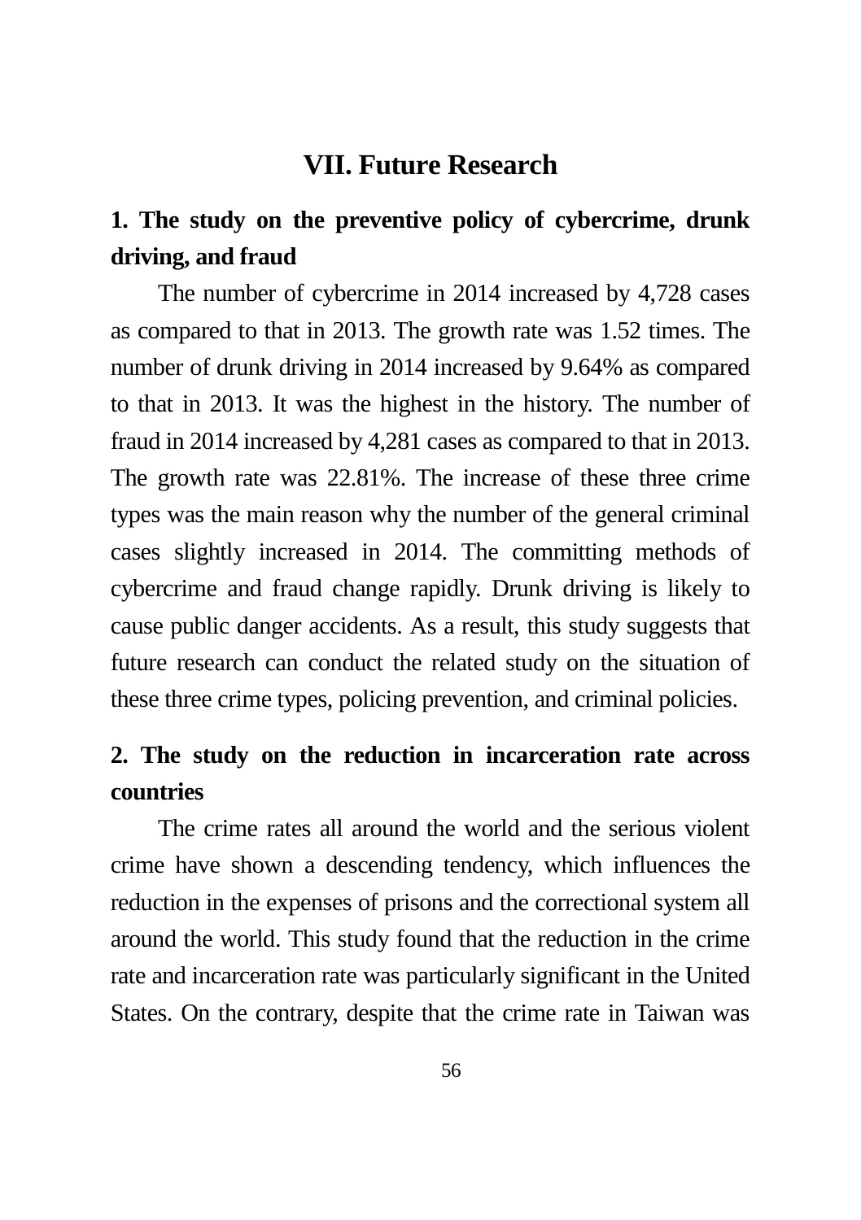# VII. Future Research

## 1. The study on the preventive policy of cybercrime, drunk driving, and fraud

The number of cybercrime in 2014 increased by 4,728 cases as compared to that in 2013. The growth rate was 1.52 times. The number of drunk driving in 2014 increased by 9.64% as compared to that in 2013. It was the highest in the history. The number of fraud in 2014 increased by 4,281 cases as compared to that in 2013. The growth rate was 22.81%. The increase of these three crime types was the main reason why the number of the general criminal cases slightly increased in 2014. The committing methods of cybercrime and fraud change rapidly. Drunk driving is likely to cause public danger accidents. As a result, this study suggests that future research can conduct the related study on the situation of these three crime types, policing prevention, and criminal policies.

## 2. The study on the reduction in incarceration rate across countries

The crime rates all around the world and the serious violent crime have shown a descending tendency, which influences the reduction in the expenses of prisons and the correctional system all around the world. This study found that the reduction in the crime rate and incarceration rate was particularly significant in the United States. On the contrary, despite that the crime rate in Taiwan was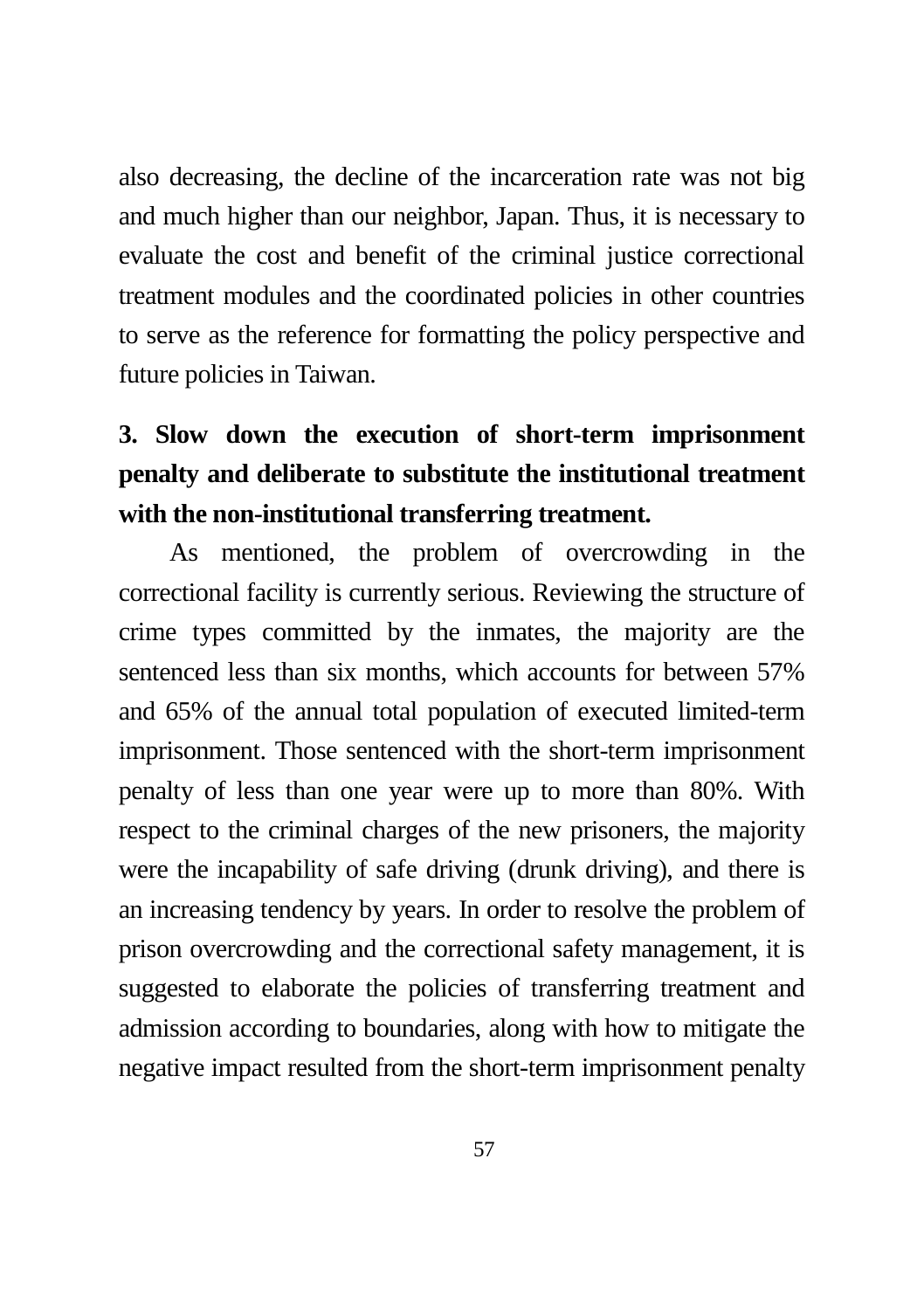also decreasing, the decline of the incarceration rate was not big and much higher than our neighbor, Japan. Thus, it is necessary to evaluate the cost and benefit of the criminal justice correctional treatment modules and the coordinated policies in other countries to serve as the reference for formatting the policy perspective and future policies in Taiwan.

### 3. Slow down the execution of short-term imprisonment penalty and deliberate to substitute the institutional treatment with the non-institutional transferring treatment.

As mentioned, the problem of overcrowding in the correctional facility is currently serious. Reviewing the structure of crime types committed by the inmates, the majority are the sentenced less than six months, which accounts for between 57% and 65% of the annual total population of executed limited-term imprisonment. Those sentenced with the short-term imprisonment penalty of less than one year were up to more than 80%. With respect to the criminal charges of the new prisoners, the majority were the incapability of safe driving (drunk driving), and there is an increasing tendency by years. In order to resolve the problem of prison overcrowding and the correctional safety management, it is suggested to elaborate the policies of transferring treatment and admission according to boundaries, along with how to mitigate the negative impact resulted from the short-term imprisonment penalty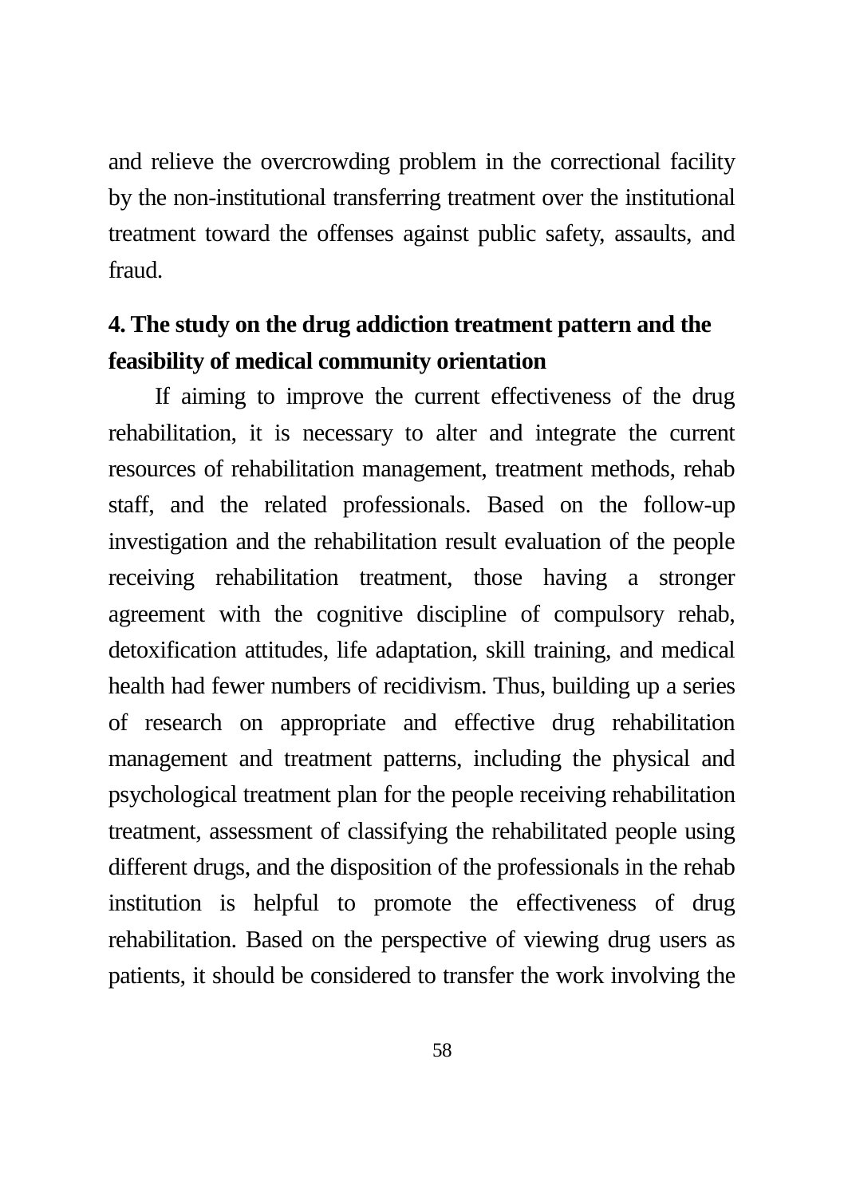and relieve the overcrowding problem in the correctional facility by the non-institutional transferring treatment over the institutional treatment toward the offenses against public safety, assaults, and fraud.

## 4. The study on the drug addiction treatment pattern and the feasibility of medical community orientation

If aiming to improve the current effectiveness of the drug rehabilitation, it is necessary to alter and integrate the current resources of rehabilitation management, treatment methods, rehab staff, and the related professionals. Based on the follow-up investigation and the rehabilitation result evaluation of the people receiving rehabilitation treatment, those having a stronger agreement with the cognitive discipline of compulsory rehab, detoxification attitudes, life adaptation, skill training, and medical health had fewer numbers of recidivism. Thus, building up a series of research on appropriate and effective drug rehabilitation management and treatment patterns, including the physical and psychological treatment plan for the people receiving rehabilitation treatment, assessment of classifying the rehabilitated people using different drugs, and the disposition of the professionals in the rehab institution is helpful to promote the effectiveness of drug rehabilitation. Based on the perspective of viewing drug users as patients, it should be considered to transfer the work involving the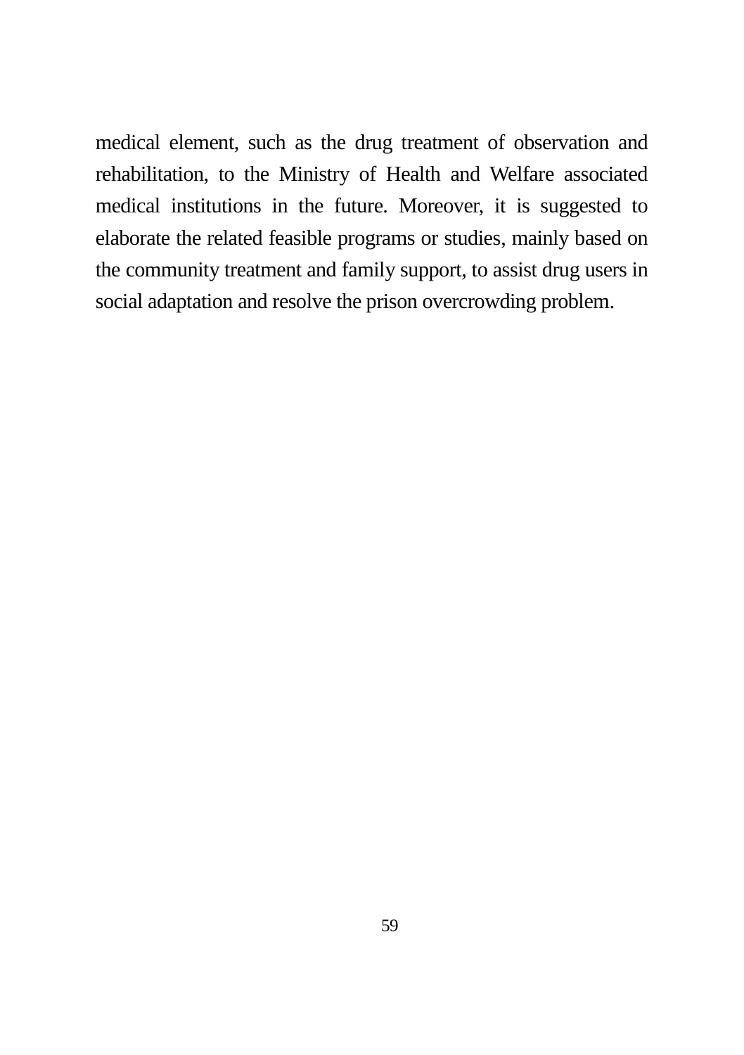medical element, such as the drug treatment of observation and rehabilitation, to the Ministry of Health and Welfare associated medical institutions in the future. Moreover, it is suggested to elaborate the related feasible programs or studies, mainly based on the community treatment and family support, to assist drug users in social adaptation and resolve the prison overcrowding problem.